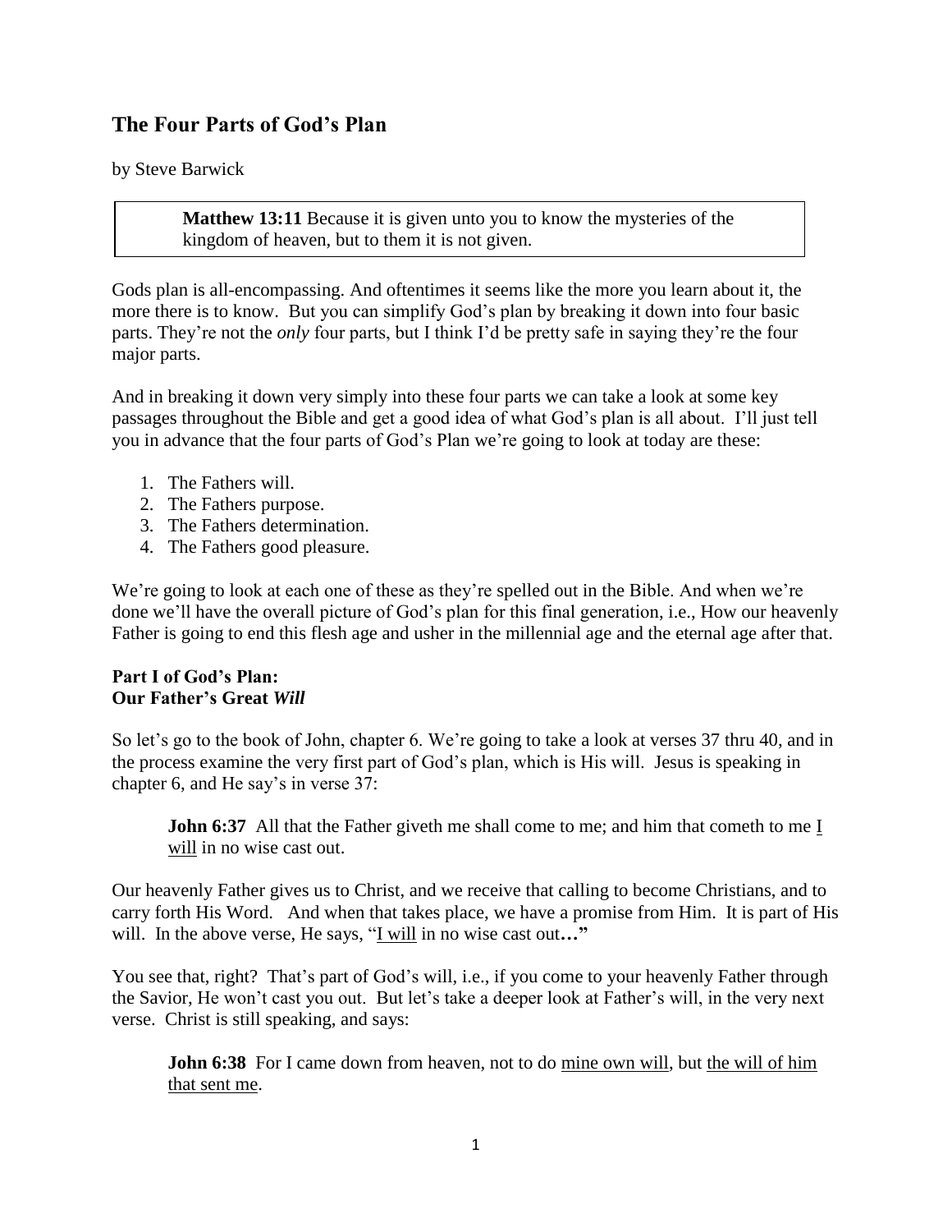# The Four Parts of God's Plan

by Steve Barwick

> **Matthew 13:11** Because it is given unto you to know the mysteries of the kingdom of heaven, but to them it is not given.

Gods plan is all-encompassing. And oftentimes it seems like the more you learn about it, the more there is to know. But you can simplify God's plan by breaking it down into four basic parts. They're not the *only* four parts, but I think I'd be pretty safe in saying they're the four major parts.

And in breaking it down very simply into these four parts we can take a look at some key passages throughout the Bible and get a good idea of what God's plan is all about. I'll just tell you in advance that the four parts of God's Plan we're going to look at today are these:

1. The Fathers will.
2. The Fathers purpose.
3. The Fathers determination.
4. The Fathers good pleasure.

We're going to look at each one of these as they're spelled out in the Bible. And when we're done we'll have the overall picture of God's plan for this final generation, i.e., How our heavenly Father is going to end this flesh age and usher in the millennial age and the eternal age after that.

## Part I of God's Plan: Our Father's Great *Will*

So let's go to the book of John, chapter 6. We're going to take a look at verses 37 thru 40, and in the process examine the very first part of God's plan, which is His will. Jesus is speaking in chapter 6, and He say's in verse 37:

> **John 6:37** All that the Father giveth me shall come to me; and him that cometh to me <u>I will</u> in no wise cast out.

Our heavenly Father gives us to Christ, and we receive that calling to become Christians, and to carry forth His Word. And when that takes place, we have a promise from Him. It is part of His will. In the above verse, He says, "<u>I will</u> in no wise cast out**…"**

You see that, right? That's part of God's will, i.e., if you come to your heavenly Father through the Savior, He won't cast you out. But let's take a deeper look at Father's will, in the very next verse. Christ is still speaking, and says:

> **John 6:38** For I came down from heaven, not to do <u>mine own will</u>, but <u>the will of him that sent me</u>.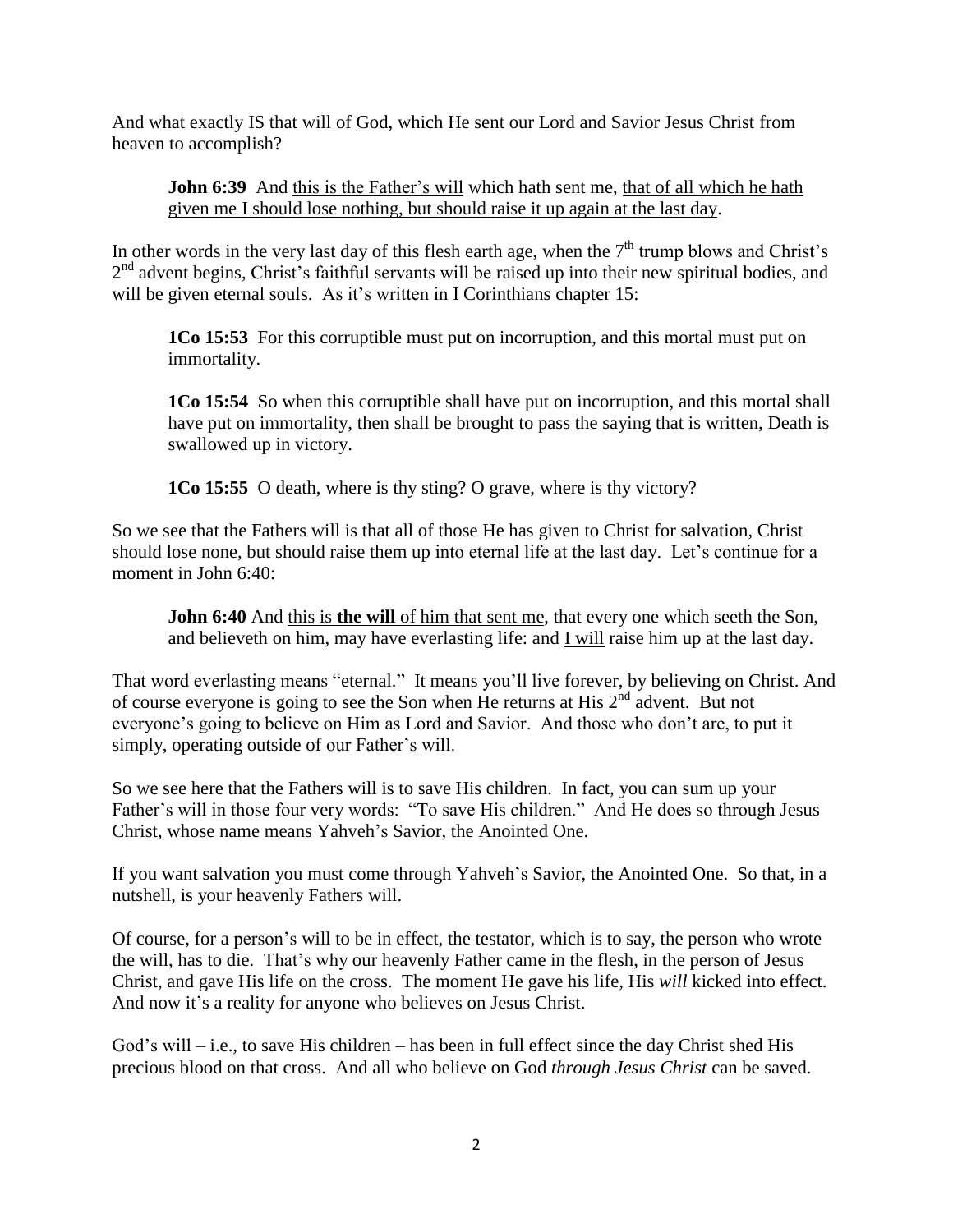And what exactly IS that will of God, which He sent our Lord and Savior Jesus Christ from heaven to accomplish?

> **John 6:39** And <u>this is the Father's will</u> which hath sent me, <u>that of all which he hath given me I should lose nothing, but should raise it up again at the last day</u>.

In other words in the very last day of this flesh earth age, when the 7th trump blows and Christ's 2nd advent begins, Christ's faithful servants will be raised up into their new spiritual bodies, and will be given eternal souls. As it's written in I Corinthians chapter 15:

> **1Co 15:53** For this corruptible must put on incorruption, and this mortal must put on immortality.
>
> **1Co 15:54** So when this corruptible shall have put on incorruption, and this mortal shall have put on immortality, then shall be brought to pass the saying that is written, Death is swallowed up in victory.
>
> **1Co 15:55** O death, where is thy sting? O grave, where is thy victory?

So we see that the Fathers will is that all of those He has given to Christ for salvation, Christ should lose none, but should raise them up into eternal life at the last day. Let's continue for a moment in John 6:40:

> **John 6:40** And <u>this is **the will** of him that sent me</u>, that every one which seeth the Son, and believeth on him, may have everlasting life: and <u>I will</u> raise him up at the last day.

That word everlasting means "eternal." It means you'll live forever, by believing on Christ. And of course everyone is going to see the Son when He returns at His 2nd advent. But not everyone's going to believe on Him as Lord and Savior. And those who don't are, to put it simply, operating outside of our Father's will.

So we see here that the Fathers will is to save His children. In fact, you can sum up your Father's will in those four very words: "To save His children." And He does so through Jesus Christ, whose name means Yahveh's Savior, the Anointed One.

If you want salvation you must come through Yahveh's Savior, the Anointed One. So that, in a nutshell, is your heavenly Fathers will.

Of course, for a person's will to be in effect, the testator, which is to say, the person who wrote the will, has to die. That's why our heavenly Father came in the flesh, in the person of Jesus Christ, and gave His life on the cross. The moment He gave his life, His *will* kicked into effect. And now it's a reality for anyone who believes on Jesus Christ.

God's will – i.e., to save His children – has been in full effect since the day Christ shed His precious blood on that cross. And all who believe on God *through Jesus Christ* can be saved.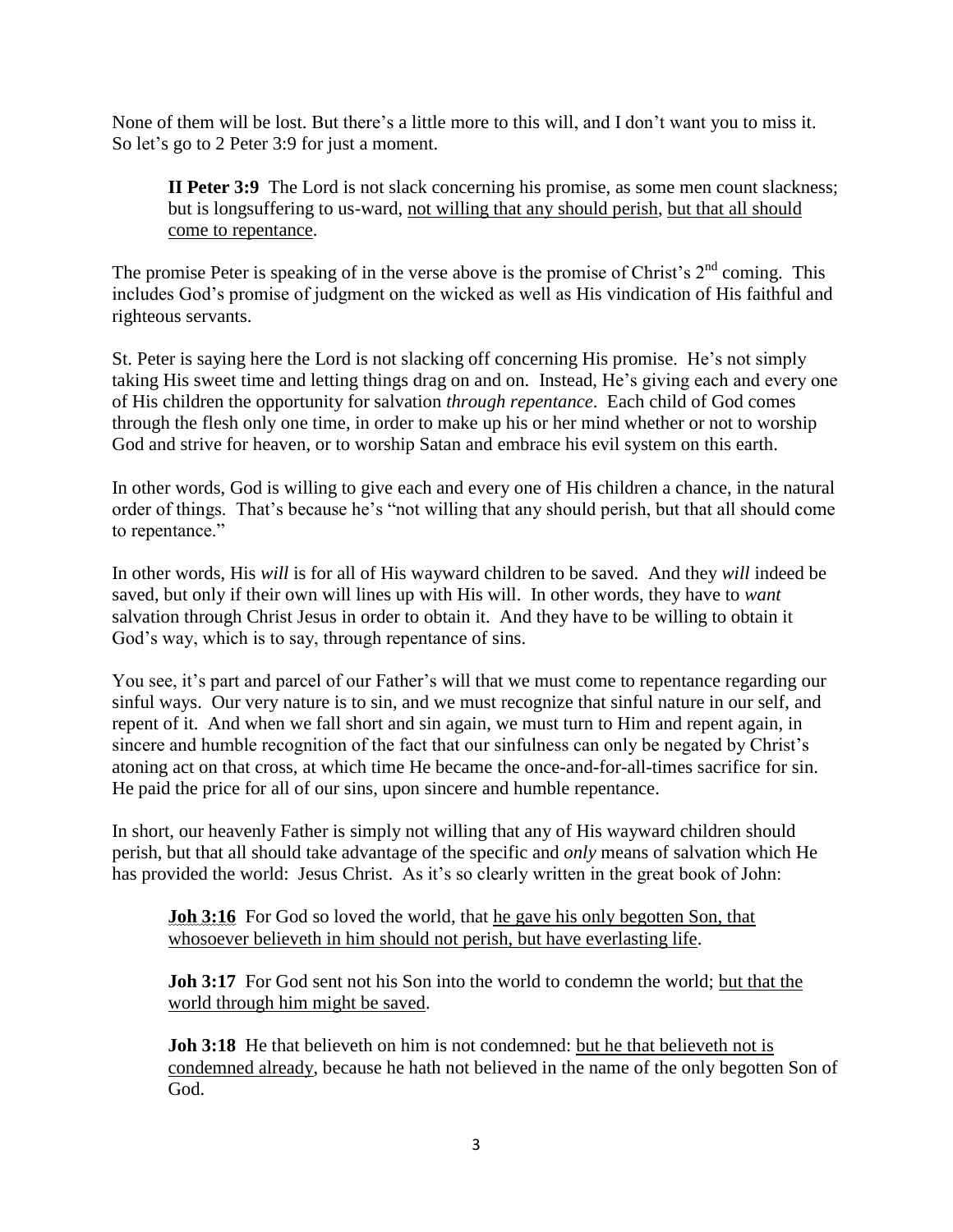None of them will be lost. But there's a little more to this will, and I don't want you to miss it. So let's go to 2 Peter 3:9 for just a moment.

> **II Peter 3:9** The Lord is not slack concerning his promise, as some men count slackness; but is longsuffering to us-ward, <u>not willing that any should perish</u>, <u>but that all should come to repentance</u>.

The promise Peter is speaking of in the verse above is the promise of Christ's 2nd coming. This includes God's promise of judgment on the wicked as well as His vindication of His faithful and righteous servants.

St. Peter is saying here the Lord is not slacking off concerning His promise. He's not simply taking His sweet time and letting things drag on and on. Instead, He's giving each and every one of His children the opportunity for salvation *through repentance*. Each child of God comes through the flesh only one time, in order to make up his or her mind whether or not to worship God and strive for heaven, or to worship Satan and embrace his evil system on this earth.

In other words, God is willing to give each and every one of His children a chance, in the natural order of things. That's because he's "not willing that any should perish, but that all should come to repentance."

In other words, His *will* is for all of His wayward children to be saved. And they *will* indeed be saved, but only if their own will lines up with His will. In other words, they have to *want* salvation through Christ Jesus in order to obtain it. And they have to be willing to obtain it God's way, which is to say, through repentance of sins.

You see, it's part and parcel of our Father's will that we must come to repentance regarding our sinful ways. Our very nature is to sin, and we must recognize that sinful nature in our self, and repent of it. And when we fall short and sin again, we must turn to Him and repent again, in sincere and humble recognition of the fact that our sinfulness can only be negated by Christ's atoning act on that cross, at which time He became the once-and-for-all-times sacrifice for sin. He paid the price for all of our sins, upon sincere and humble repentance.

In short, our heavenly Father is simply not willing that any of His wayward children should perish, but that all should take advantage of the specific and *only* means of salvation which He has provided the world: Jesus Christ. As it's so clearly written in the great book of John:

> **Joh 3:16** For God so loved the world, that <u>he gave his only begotten Son, that whosoever believeth in him should not perish, but have everlasting life</u>.
>
> **Joh 3:17** For God sent not his Son into the world to condemn the world; <u>but that the world through him might be saved</u>.
>
> **Joh 3:18** He that believeth on him is not condemned: <u>but he that believeth not is condemned already</u>, because he hath not believed in the name of the only begotten Son of God.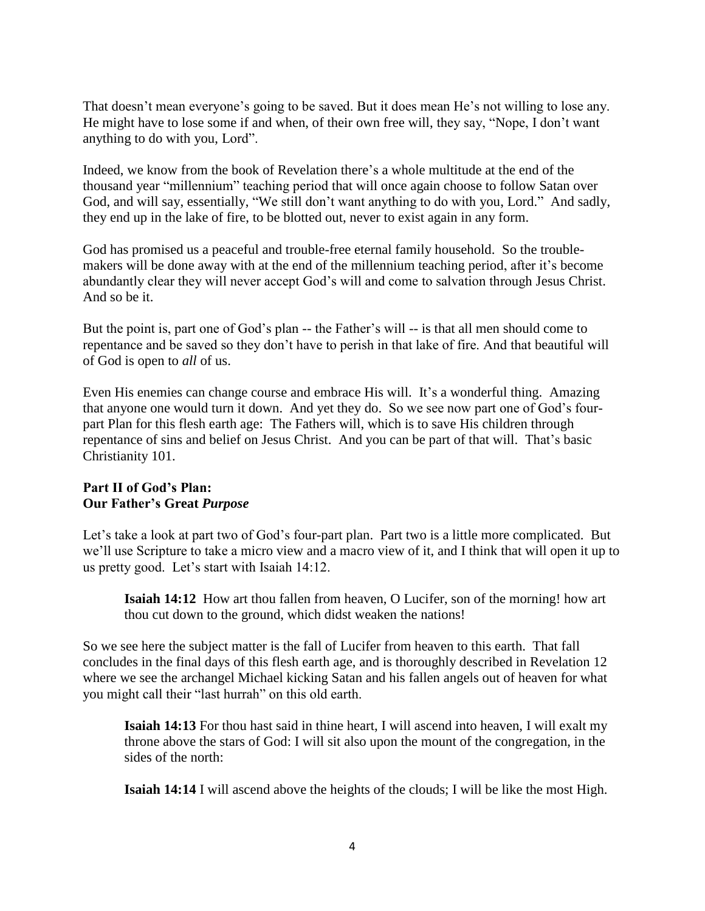That doesn't mean everyone's going to be saved. But it does mean He's not willing to lose any. He might have to lose some if and when, of their own free will, they say, "Nope, I don't want anything to do with you, Lord".

Indeed, we know from the book of Revelation there's a whole multitude at the end of the thousand year "millennium" teaching period that will once again choose to follow Satan over God, and will say, essentially, "We still don't want anything to do with you, Lord." And sadly, they end up in the lake of fire, to be blotted out, never to exist again in any form.

God has promised us a peaceful and trouble-free eternal family household. So the trouble-makers will be done away with at the end of the millennium teaching period, after it's become abundantly clear they will never accept God's will and come to salvation through Jesus Christ. And so be it.

But the point is, part one of God's plan -- the Father's will -- is that all men should come to repentance and be saved so they don't have to perish in that lake of fire. And that beautiful will of God is open to *all* of us.

Even His enemies can change course and embrace His will. It's a wonderful thing. Amazing that anyone one would turn it down. And yet they do. So we see now part one of God's four-part Plan for this flesh earth age: The Fathers will, which is to save His children through repentance of sins and belief on Jesus Christ. And you can be part of that will. That's basic Christianity 101.

**Part II of God's Plan:**
**Our Father's Great *Purpose***

Let's take a look at part two of God's four-part plan. Part two is a little more complicated. But we'll use Scripture to take a micro view and a macro view of it, and I think that will open it up to us pretty good. Let's start with Isaiah 14:12.

> **Isaiah 14:12** How art thou fallen from heaven, O Lucifer, son of the morning! how art thou cut down to the ground, which didst weaken the nations!

So we see here the subject matter is the fall of Lucifer from heaven to this earth. That fall concludes in the final days of this flesh earth age, and is thoroughly described in Revelation 12 where we see the archangel Michael kicking Satan and his fallen angels out of heaven for what you might call their "last hurrah" on this old earth.

> **Isaiah 14:13** For thou hast said in thine heart, I will ascend into heaven, I will exalt my throne above the stars of God: I will sit also upon the mount of the congregation, in the sides of the north:

> **Isaiah 14:14** I will ascend above the heights of the clouds; I will be like the most High.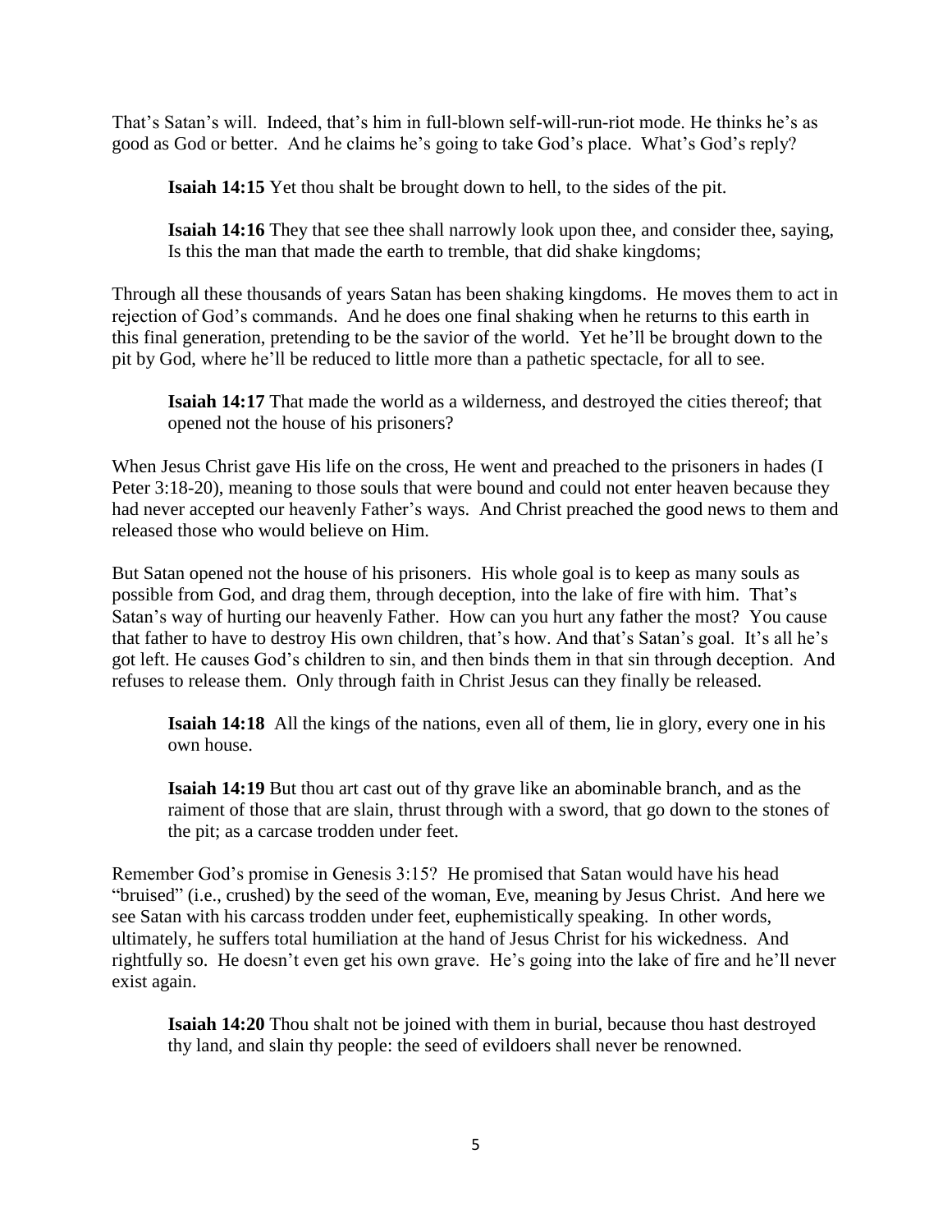That's Satan's will. Indeed, that's him in full-blown self-will-run-riot mode. He thinks he's as good as God or better. And he claims he's going to take God's place. What's God's reply?

> **Isaiah 14:15** Yet thou shalt be brought down to hell, to the sides of the pit.
>
> **Isaiah 14:16** They that see thee shall narrowly look upon thee, and consider thee, saying, Is this the man that made the earth to tremble, that did shake kingdoms;

Through all these thousands of years Satan has been shaking kingdoms. He moves them to act in rejection of God's commands. And he does one final shaking when he returns to this earth in this final generation, pretending to be the savior of the world. Yet he'll be brought down to the pit by God, where he'll be reduced to little more than a pathetic spectacle, for all to see.

> **Isaiah 14:17** That made the world as a wilderness, and destroyed the cities thereof; that opened not the house of his prisoners?

When Jesus Christ gave His life on the cross, He went and preached to the prisoners in hades (I Peter 3:18-20), meaning to those souls that were bound and could not enter heaven because they had never accepted our heavenly Father's ways. And Christ preached the good news to them and released those who would believe on Him.

But Satan opened not the house of his prisoners. His whole goal is to keep as many souls as possible from God, and drag them, through deception, into the lake of fire with him. That's Satan's way of hurting our heavenly Father. How can you hurt any father the most? You cause that father to have to destroy His own children, that's how. And that's Satan's goal. It's all he's got left. He causes God's children to sin, and then binds them in that sin through deception. And refuses to release them. Only through faith in Christ Jesus can they finally be released.

> **Isaiah 14:18** All the kings of the nations, even all of them, lie in glory, every one in his own house.
>
> **Isaiah 14:19** But thou art cast out of thy grave like an abominable branch, and as the raiment of those that are slain, thrust through with a sword, that go down to the stones of the pit; as a carcase trodden under feet.

Remember God's promise in Genesis 3:15? He promised that Satan would have his head "bruised" (i.e., crushed) by the seed of the woman, Eve, meaning by Jesus Christ. And here we see Satan with his carcass trodden under feet, euphemistically speaking. In other words, ultimately, he suffers total humiliation at the hand of Jesus Christ for his wickedness. And rightfully so. He doesn't even get his own grave. He's going into the lake of fire and he'll never exist again.

> **Isaiah 14:20** Thou shalt not be joined with them in burial, because thou hast destroyed thy land, and slain thy people: the seed of evildoers shall never be renowned.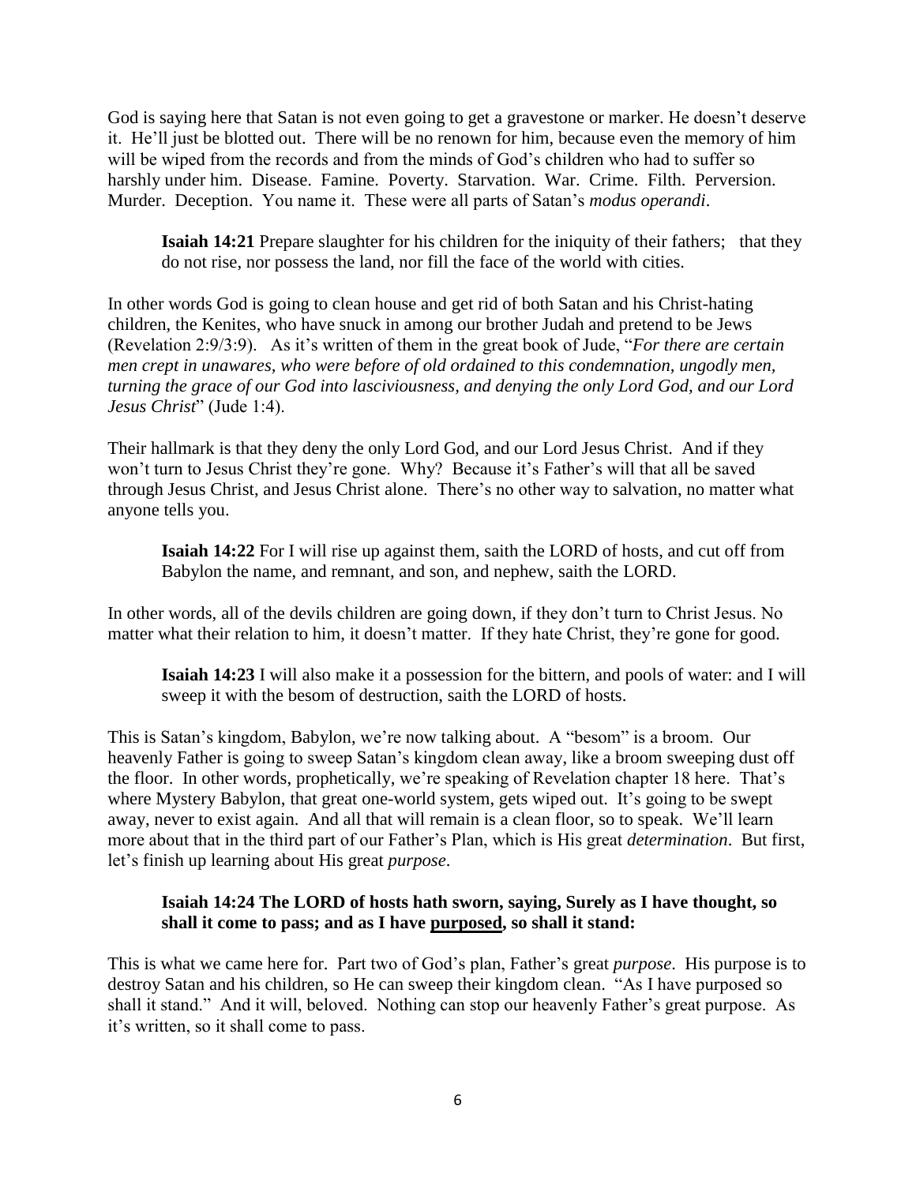God is saying here that Satan is not even going to get a gravestone or marker. He doesn't deserve it. He'll just be blotted out. There will be no renown for him, because even the memory of him will be wiped from the records and from the minds of God's children who had to suffer so harshly under him. Disease. Famine. Poverty. Starvation. War. Crime. Filth. Perversion. Murder. Deception. You name it. These were all parts of Satan's *modus operandi*.

> **Isaiah 14:21** Prepare slaughter for his children for the iniquity of their fathers; that they do not rise, nor possess the land, nor fill the face of the world with cities.

In other words God is going to clean house and get rid of both Satan and his Christ-hating children, the Kenites, who have snuck in among our brother Judah and pretend to be Jews (Revelation 2:9/3:9). As it's written of them in the great book of Jude, "*For there are certain men crept in unawares, who were before of old ordained to this condemnation, ungodly men, turning the grace of our God into lasciviousness, and denying the only Lord God, and our Lord Jesus Christ*" (Jude 1:4).

Their hallmark is that they deny the only Lord God, and our Lord Jesus Christ. And if they won't turn to Jesus Christ they're gone. Why? Because it's Father's will that all be saved through Jesus Christ, and Jesus Christ alone. There's no other way to salvation, no matter what anyone tells you.

> **Isaiah 14:22** For I will rise up against them, saith the LORD of hosts, and cut off from Babylon the name, and remnant, and son, and nephew, saith the LORD.

In other words, all of the devils children are going down, if they don't turn to Christ Jesus. No matter what their relation to him, it doesn't matter. If they hate Christ, they're gone for good.

> **Isaiah 14:23** I will also make it a possession for the bittern, and pools of water: and I will sweep it with the besom of destruction, saith the LORD of hosts.

This is Satan's kingdom, Babylon, we're now talking about. A "besom" is a broom. Our heavenly Father is going to sweep Satan's kingdom clean away, like a broom sweeping dust off the floor. In other words, prophetically, we're speaking of Revelation chapter 18 here. That's where Mystery Babylon, that great one-world system, gets wiped out. It's going to be swept away, never to exist again. And all that will remain is a clean floor, so to speak. We'll learn more about that in the third part of our Father's Plan, which is His great *determination*. But first, let's finish up learning about His great *purpose*.

> **Isaiah 14:24 The LORD of hosts hath sworn, saying, Surely as I have thought, so shall it come to pass; and as I have <u>purposed</u>, so shall it stand:**

This is what we came here for. Part two of God's plan, Father's great *purpose*. His purpose is to destroy Satan and his children, so He can sweep their kingdom clean. "As I have purposed so shall it stand." And it will, beloved. Nothing can stop our heavenly Father's great purpose. As it's written, so it shall come to pass.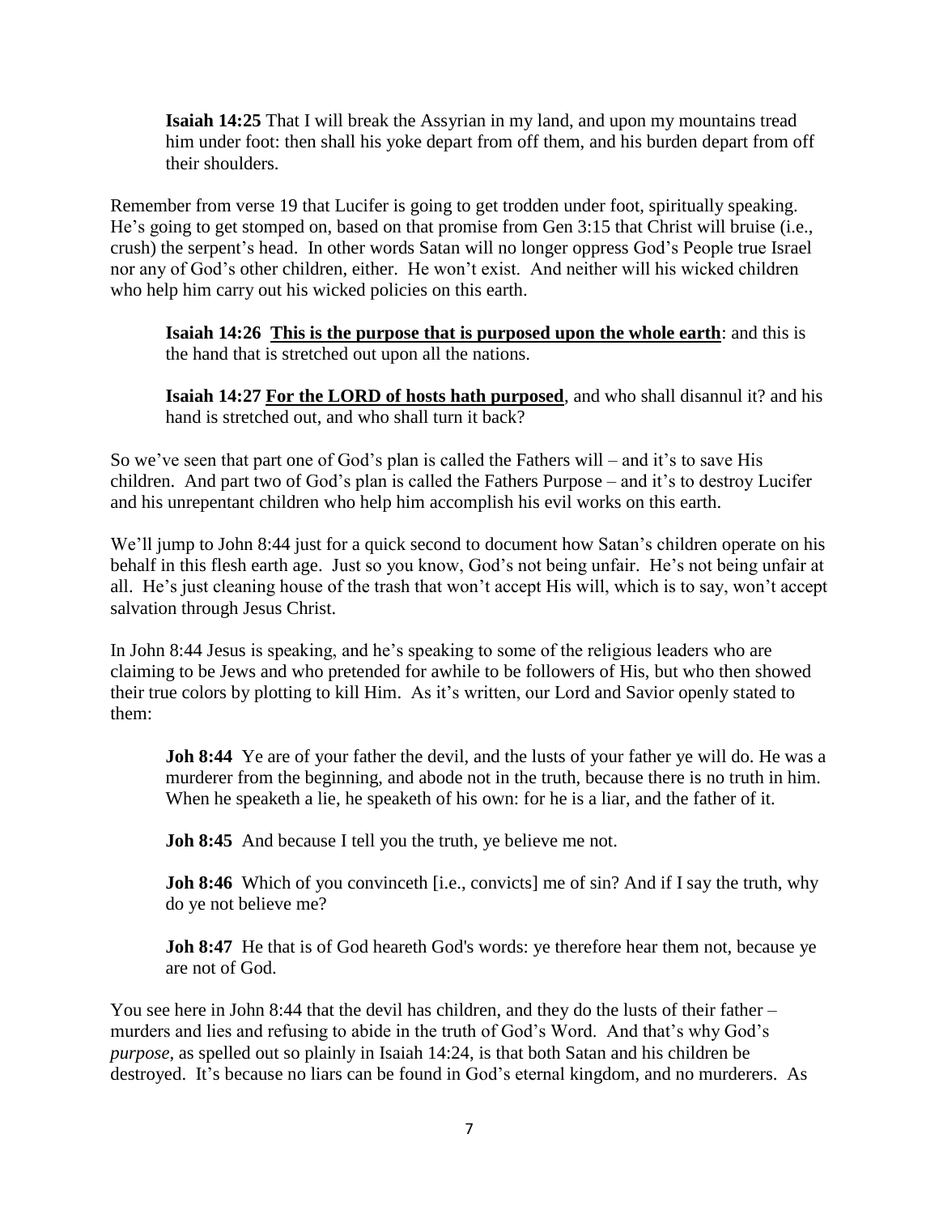**Isaiah 14:25** That I will break the Assyrian in my land, and upon my mountains tread him under foot: then shall his yoke depart from off them, and his burden depart from off their shoulders.

Remember from verse 19 that Lucifer is going to get trodden under foot, spiritually speaking. He's going to get stomped on, based on that promise from Gen 3:15 that Christ will bruise (i.e., crush) the serpent's head. In other words Satan will no longer oppress God's People true Israel nor any of God's other children, either. He won't exist. And neither will his wicked children who help him carry out his wicked policies on this earth.

**Isaiah 14:26** **<u>This is the purpose that is purposed upon the whole earth</u>**: and this is the hand that is stretched out upon all the nations.

**Isaiah 14:27** **<u>For the LORD of hosts hath purposed</u>**, and who shall disannul it? and his hand is stretched out, and who shall turn it back?

So we've seen that part one of God's plan is called the Fathers will – and it's to save His children. And part two of God's plan is called the Fathers Purpose – and it's to destroy Lucifer and his unrepentant children who help him accomplish his evil works on this earth.

We'll jump to John 8:44 just for a quick second to document how Satan's children operate on his behalf in this flesh earth age. Just so you know, God's not being unfair. He's not being unfair at all. He's just cleaning house of the trash that won't accept His will, which is to say, won't accept salvation through Jesus Christ.

In John 8:44 Jesus is speaking, and he's speaking to some of the religious leaders who are claiming to be Jews and who pretended for awhile to be followers of His, but who then showed their true colors by plotting to kill Him. As it's written, our Lord and Savior openly stated to them:

**Joh 8:44** Ye are of your father the devil, and the lusts of your father ye will do. He was a murderer from the beginning, and abode not in the truth, because there is no truth in him. When he speaketh a lie, he speaketh of his own: for he is a liar, and the father of it.

**Joh 8:45** And because I tell you the truth, ye believe me not.

**Joh 8:46** Which of you convinceth [i.e., convicts] me of sin? And if I say the truth, why do ye not believe me?

**Joh 8:47** He that is of God heareth God's words: ye therefore hear them not, because ye are not of God.

You see here in John 8:44 that the devil has children, and they do the lusts of their father – murders and lies and refusing to abide in the truth of God's Word. And that's why God's *purpose*, as spelled out so plainly in Isaiah 14:24, is that both Satan and his children be destroyed. It's because no liars can be found in God's eternal kingdom, and no murderers. As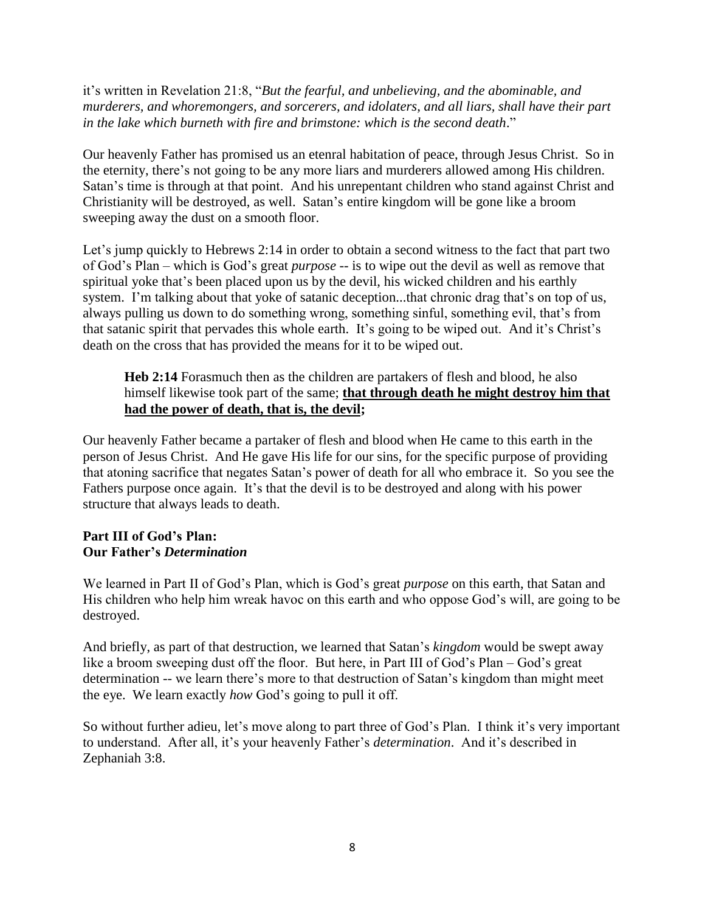it's written in Revelation 21:8, "*But the fearful, and unbelieving, and the abominable, and murderers, and whoremongers, and sorcerers, and idolaters, and all liars, shall have their part in the lake which burneth with fire and brimstone: which is the second death*."

Our heavenly Father has promised us an etenral habitation of peace, through Jesus Christ. So in the eternity, there's not going to be any more liars and murderers allowed among His children. Satan's time is through at that point. And his unrepentant children who stand against Christ and Christianity will be destroyed, as well. Satan's entire kingdom will be gone like a broom sweeping away the dust on a smooth floor.

Let's jump quickly to Hebrews 2:14 in order to obtain a second witness to the fact that part two of God's Plan – which is God's great *purpose* -- is to wipe out the devil as well as remove that spiritual yoke that's been placed upon us by the devil, his wicked children and his earthly system. I'm talking about that yoke of satanic deception...that chronic drag that's on top of us, always pulling us down to do something wrong, something sinful, something evil, that's from that satanic spirit that pervades this whole earth. It's going to be wiped out. And it's Christ's death on the cross that has provided the means for it to be wiped out.

> **Heb 2:14** Forasmuch then as the children are partakers of flesh and blood, he also himself likewise took part of the same; <u>**that through death he might destroy him that had the power of death, that is, the devil;**</u>

Our heavenly Father became a partaker of flesh and blood when He came to this earth in the person of Jesus Christ. And He gave His life for our sins, for the specific purpose of providing that atoning sacrifice that negates Satan's power of death for all who embrace it. So you see the Fathers purpose once again. It's that the devil is to be destroyed and along with his power structure that always leads to death.

**Part III of God's Plan:**
**Our Father's *Determination***

We learned in Part II of God's Plan, which is God's great *purpose* on this earth, that Satan and His children who help him wreak havoc on this earth and who oppose God's will, are going to be destroyed.

And briefly, as part of that destruction, we learned that Satan's *kingdom* would be swept away like a broom sweeping dust off the floor. But here, in Part III of God's Plan – God's great determination -- we learn there's more to that destruction of Satan's kingdom than might meet the eye. We learn exactly *how* God's going to pull it off.

So without further adieu, let's move along to part three of God's Plan. I think it's very important to understand. After all, it's your heavenly Father's *determination*. And it's described in Zephaniah 3:8.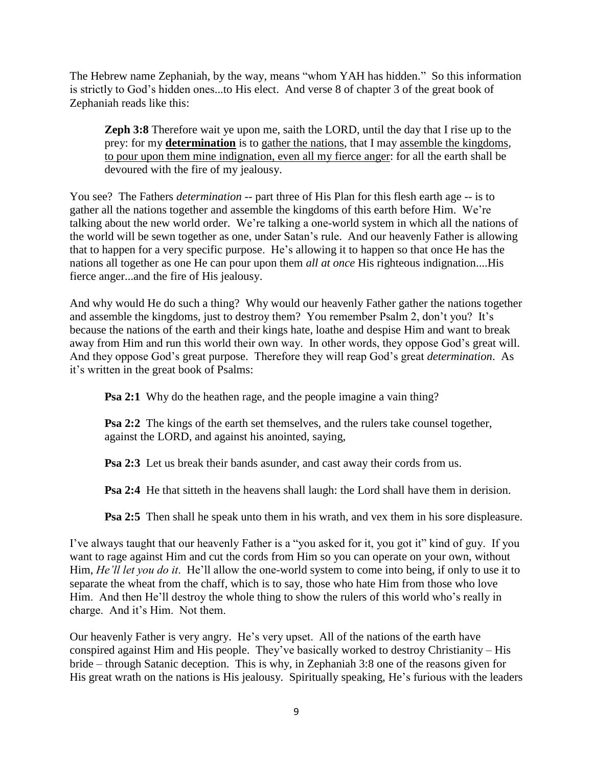The Hebrew name Zephaniah, by the way, means "whom YAH has hidden." So this information is strictly to God's hidden ones...to His elect. And verse 8 of chapter 3 of the great book of Zephaniah reads like this:

> **Zeph 3:8** Therefore wait ye upon me, saith the LORD, until the day that I rise up to the prey: for my <u>**determination**</u> is to <u>gather the nations</u>, that I may <u>assemble the kingdoms</u>, <u>to pour upon them mine indignation, even all my fierce anger</u>: for all the earth shall be devoured with the fire of my jealousy.

You see? The Fathers *determination* -- part three of His Plan for this flesh earth age -- is to gather all the nations together and assemble the kingdoms of this earth before Him. We're talking about the new world order. We're talking a one-world system in which all the nations of the world will be sewn together as one, under Satan's rule. And our heavenly Father is allowing that to happen for a very specific purpose. He's allowing it to happen so that once He has the nations all together as one He can pour upon them *all at once* His righteous indignation....His fierce anger...and the fire of His jealousy.

And why would He do such a thing? Why would our heavenly Father gather the nations together and assemble the kingdoms, just to destroy them? You remember Psalm 2, don't you? It's because the nations of the earth and their kings hate, loathe and despise Him and want to break away from Him and run this world their own way. In other words, they oppose God's great will. And they oppose God's great purpose. Therefore they will reap God's great *determination*. As it's written in the great book of Psalms:

> **Psa 2:1** Why do the heathen rage, and the people imagine a vain thing?
>
> **Psa 2:2** The kings of the earth set themselves, and the rulers take counsel together, against the LORD, and against his anointed, saying,
>
> **Psa 2:3** Let us break their bands asunder, and cast away their cords from us.
>
> **Psa 2:4** He that sitteth in the heavens shall laugh: the Lord shall have them in derision.
>
> **Psa 2:5** Then shall he speak unto them in his wrath, and vex them in his sore displeasure.

I've always taught that our heavenly Father is a "you asked for it, you got it" kind of guy. If you want to rage against Him and cut the cords from Him so you can operate on your own, without Him, *He'll let you do it*. He'll allow the one-world system to come into being, if only to use it to separate the wheat from the chaff, which is to say, those who hate Him from those who love Him. And then He'll destroy the whole thing to show the rulers of this world who's really in charge. And it's Him. Not them.

Our heavenly Father is very angry. He's very upset. All of the nations of the earth have conspired against Him and His people. They've basically worked to destroy Christianity – His bride – through Satanic deception. This is why, in Zephaniah 3:8 one of the reasons given for His great wrath on the nations is His jealousy. Spiritually speaking, He's furious with the leaders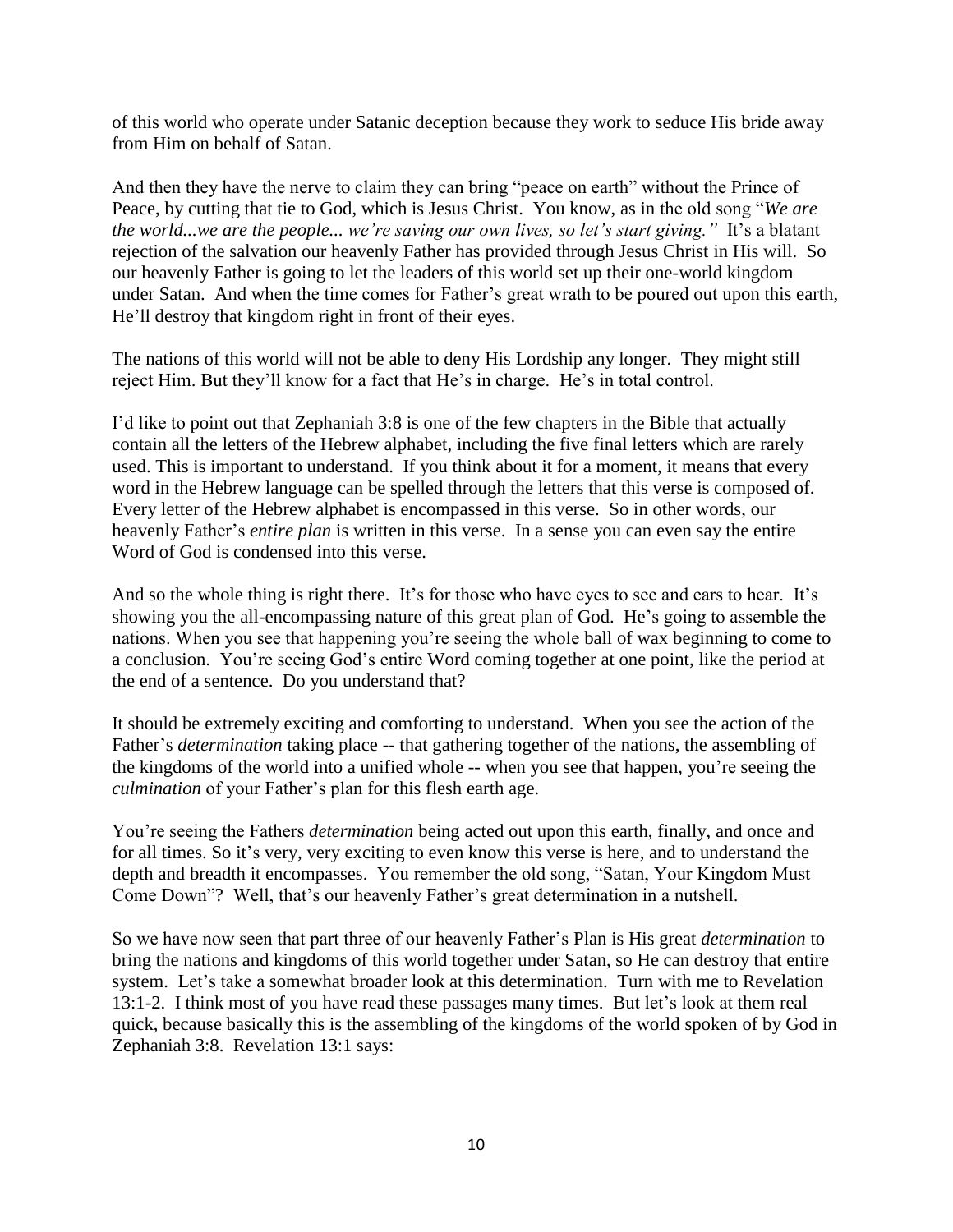of this world who operate under Satanic deception because they work to seduce His bride away from Him on behalf of Satan.

And then they have the nerve to claim they can bring "peace on earth" without the Prince of Peace, by cutting that tie to God, which is Jesus Christ. You know, as in the old song "*We are the world...we are the people... we're saving our own lives, so let's start giving."* It's a blatant rejection of the salvation our heavenly Father has provided through Jesus Christ in His will. So our heavenly Father is going to let the leaders of this world set up their one-world kingdom under Satan. And when the time comes for Father's great wrath to be poured out upon this earth, He'll destroy that kingdom right in front of their eyes.

The nations of this world will not be able to deny His Lordship any longer. They might still reject Him. But they'll know for a fact that He's in charge. He's in total control.

I'd like to point out that Zephaniah 3:8 is one of the few chapters in the Bible that actually contain all the letters of the Hebrew alphabet, including the five final letters which are rarely used. This is important to understand. If you think about it for a moment, it means that every word in the Hebrew language can be spelled through the letters that this verse is composed of. Every letter of the Hebrew alphabet is encompassed in this verse. So in other words, our heavenly Father's *entire plan* is written in this verse. In a sense you can even say the entire Word of God is condensed into this verse.

And so the whole thing is right there. It's for those who have eyes to see and ears to hear. It's showing you the all-encompassing nature of this great plan of God. He's going to assemble the nations. When you see that happening you're seeing the whole ball of wax beginning to come to a conclusion. You're seeing God's entire Word coming together at one point, like the period at the end of a sentence. Do you understand that?

It should be extremely exciting and comforting to understand. When you see the action of the Father's *determination* taking place -- that gathering together of the nations, the assembling of the kingdoms of the world into a unified whole -- when you see that happen, you're seeing the *culmination* of your Father's plan for this flesh earth age.

You're seeing the Fathers *determination* being acted out upon this earth, finally, and once and for all times. So it's very, very exciting to even know this verse is here, and to understand the depth and breadth it encompasses. You remember the old song, "Satan, Your Kingdom Must Come Down"? Well, that's our heavenly Father's great determination in a nutshell.

So we have now seen that part three of our heavenly Father's Plan is His great *determination* to bring the nations and kingdoms of this world together under Satan, so He can destroy that entire system. Let's take a somewhat broader look at this determination. Turn with me to Revelation 13:1-2. I think most of you have read these passages many times. But let's look at them real quick, because basically this is the assembling of the kingdoms of the world spoken of by God in Zephaniah 3:8. Revelation 13:1 says: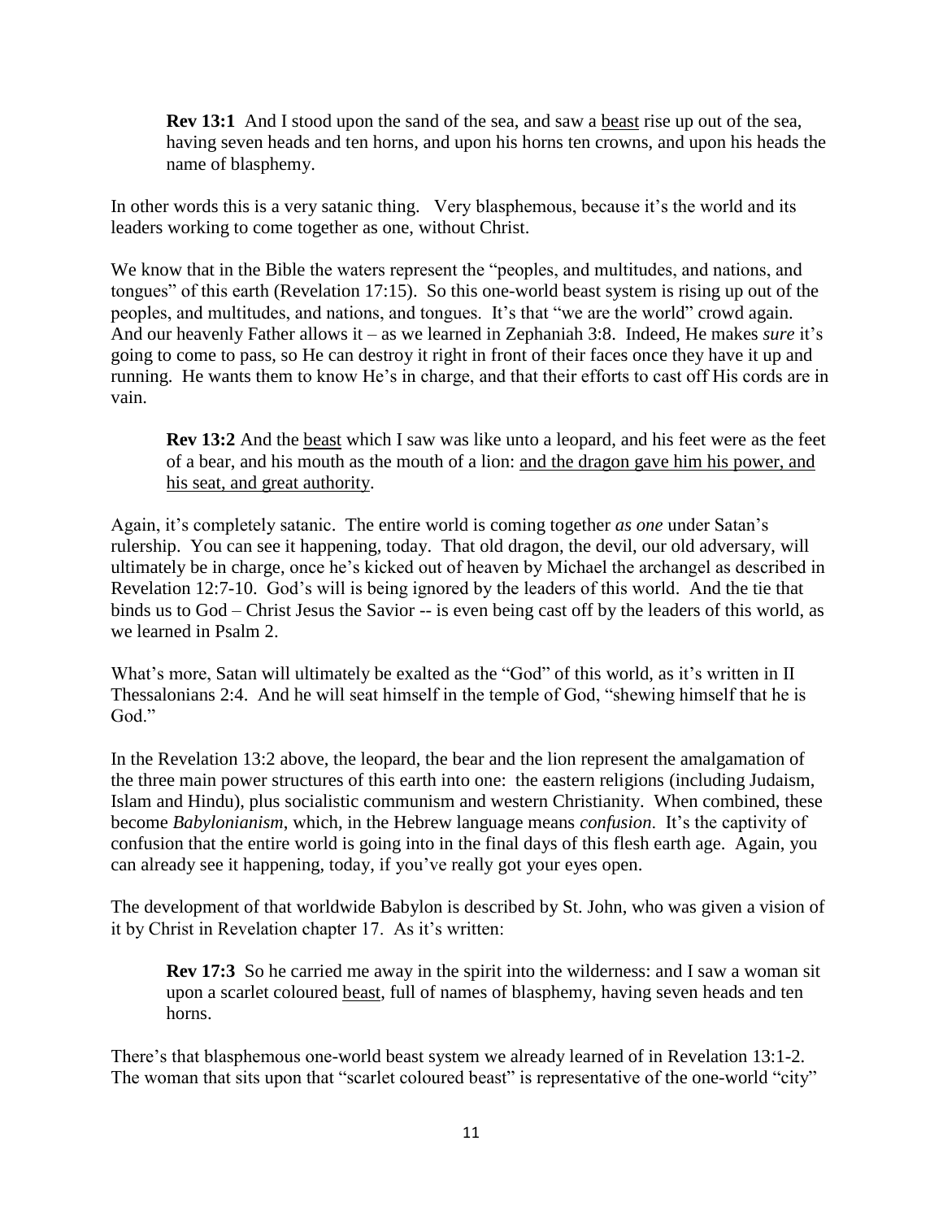> **Rev 13:1** And I stood upon the sand of the sea, and saw a <u>beast</u> rise up out of the sea, having seven heads and ten horns, and upon his horns ten crowns, and upon his heads the name of blasphemy.

In other words this is a very satanic thing. Very blasphemous, because it's the world and its leaders working to come together as one, without Christ.

We know that in the Bible the waters represent the "peoples, and multitudes, and nations, and tongues" of this earth (Revelation 17:15). So this one-world beast system is rising up out of the peoples, and multitudes, and nations, and tongues. It's that "we are the world" crowd again. And our heavenly Father allows it – as we learned in Zephaniah 3:8. Indeed, He makes *sure* it's going to come to pass, so He can destroy it right in front of their faces once they have it up and running. He wants them to know He's in charge, and that their efforts to cast off His cords are in vain.

> **Rev 13:2** And the <u>beast</u> which I saw was like unto a leopard, and his feet were as the feet of a bear, and his mouth as the mouth of a lion: <u>and the dragon gave him his power, and his seat, and great authority</u>.

Again, it's completely satanic. The entire world is coming together *as one* under Satan's rulership. You can see it happening, today. That old dragon, the devil, our old adversary, will ultimately be in charge, once he's kicked out of heaven by Michael the archangel as described in Revelation 12:7-10. God's will is being ignored by the leaders of this world. And the tie that binds us to God – Christ Jesus the Savior -- is even being cast off by the leaders of this world, as we learned in Psalm 2.

What's more, Satan will ultimately be exalted as the "God" of this world, as it's written in II Thessalonians 2:4. And he will seat himself in the temple of God, "shewing himself that he is God."

In the Revelation 13:2 above, the leopard, the bear and the lion represent the amalgamation of the three main power structures of this earth into one: the eastern religions (including Judaism, Islam and Hindu), plus socialistic communism and western Christianity. When combined, these become *Babylonianism*, which, in the Hebrew language means *confusion*. It's the captivity of confusion that the entire world is going into in the final days of this flesh earth age. Again, you can already see it happening, today, if you've really got your eyes open.

The development of that worldwide Babylon is described by St. John, who was given a vision of it by Christ in Revelation chapter 17. As it's written:

> **Rev 17:3** So he carried me away in the spirit into the wilderness: and I saw a woman sit upon a scarlet coloured <u>beast</u>, full of names of blasphemy, having seven heads and ten horns.

There's that blasphemous one-world beast system we already learned of in Revelation 13:1-2. The woman that sits upon that "scarlet coloured beast" is representative of the one-world "city"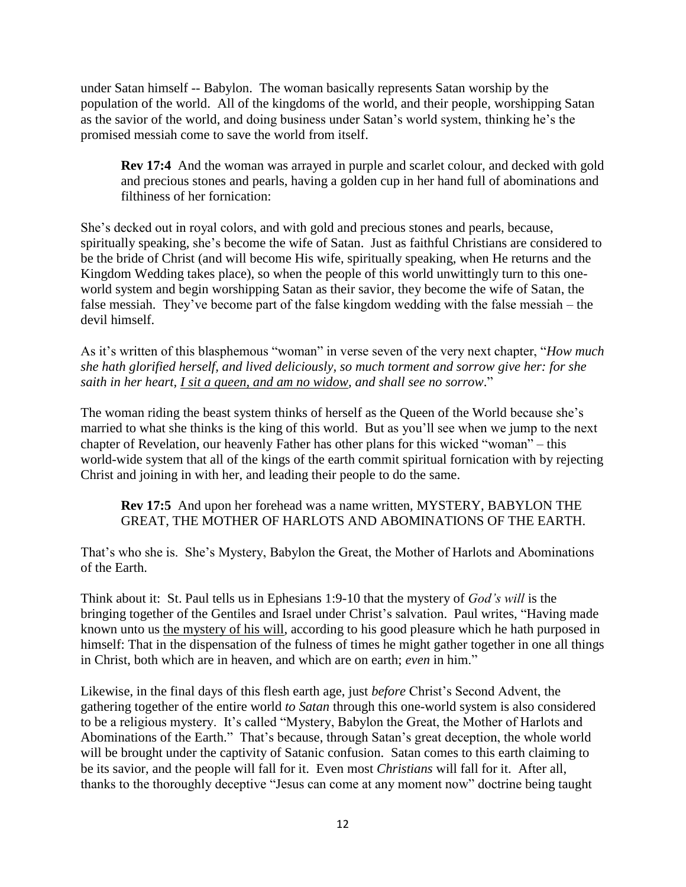under Satan himself -- Babylon. The woman basically represents Satan worship by the population of the world. All of the kingdoms of the world, and their people, worshipping Satan as the savior of the world, and doing business under Satan's world system, thinking he's the promised messiah come to save the world from itself.

> **Rev 17:4** And the woman was arrayed in purple and scarlet colour, and decked with gold and precious stones and pearls, having a golden cup in her hand full of abominations and filthiness of her fornication:

She's decked out in royal colors, and with gold and precious stones and pearls, because, spiritually speaking, she's become the wife of Satan. Just as faithful Christians are considered to be the bride of Christ (and will become His wife, spiritually speaking, when He returns and the Kingdom Wedding takes place), so when the people of this world unwittingly turn to this one-world system and begin worshipping Satan as their savior, they become the wife of Satan, the false messiah. They've become part of the false kingdom wedding with the false messiah – the devil himself.

As it's written of this blasphemous "woman" in verse seven of the very next chapter, "*How much she hath glorified herself, and lived deliciously, so much torment and sorrow give her: for she saith in her heart, <u>I sit a queen, and am no widow</u>, and shall see no sorrow*."

The woman riding the beast system thinks of herself as the Queen of the World because she's married to what she thinks is the king of this world. But as you'll see when we jump to the next chapter of Revelation, our heavenly Father has other plans for this wicked "woman" – this world-wide system that all of the kings of the earth commit spiritual fornication with by rejecting Christ and joining in with her, and leading their people to do the same.

> **Rev 17:5** And upon her forehead was a name written, MYSTERY, BABYLON THE GREAT, THE MOTHER OF HARLOTS AND ABOMINATIONS OF THE EARTH.

That's who she is. She's Mystery, Babylon the Great, the Mother of Harlots and Abominations of the Earth.

Think about it: St. Paul tells us in Ephesians 1:9-10 that the mystery of *God's will* is the bringing together of the Gentiles and Israel under Christ's salvation. Paul writes, "Having made known unto us <u>the mystery of his will</u>, according to his good pleasure which he hath purposed in himself: That in the dispensation of the fulness of times he might gather together in one all things in Christ, both which are in heaven, and which are on earth; *even* in him."

Likewise, in the final days of this flesh earth age, just *before* Christ's Second Advent, the gathering together of the entire world *to Satan* through this one-world system is also considered to be a religious mystery. It's called "Mystery, Babylon the Great, the Mother of Harlots and Abominations of the Earth." That's because, through Satan's great deception, the whole world will be brought under the captivity of Satanic confusion. Satan comes to this earth claiming to be its savior, and the people will fall for it. Even most *Christians* will fall for it. After all, thanks to the thoroughly deceptive "Jesus can come at any moment now" doctrine being taught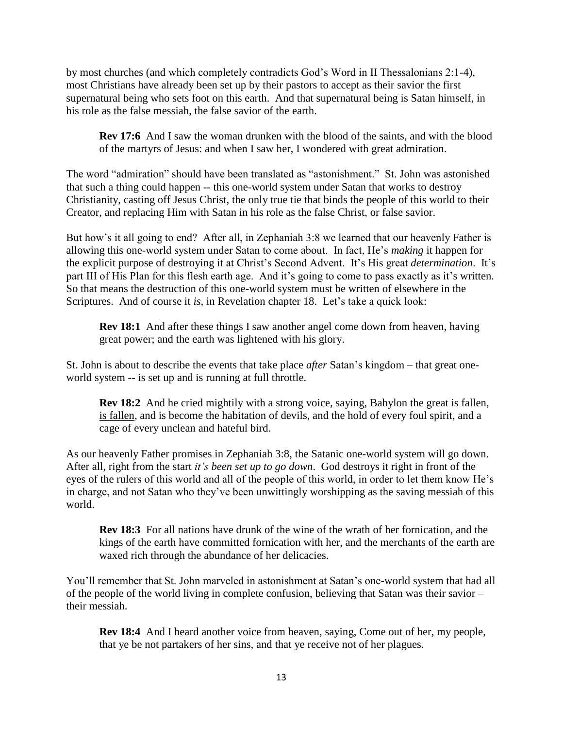by most churches (and which completely contradicts God's Word in II Thessalonians 2:1-4), most Christians have already been set up by their pastors to accept as their savior the first supernatural being who sets foot on this earth. And that supernatural being is Satan himself, in his role as the false messiah, the false savior of the earth.

> **Rev 17:6** And I saw the woman drunken with the blood of the saints, and with the blood of the martyrs of Jesus: and when I saw her, I wondered with great admiration.

The word "admiration" should have been translated as "astonishment." St. John was astonished that such a thing could happen -- this one-world system under Satan that works to destroy Christianity, casting off Jesus Christ, the only true tie that binds the people of this world to their Creator, and replacing Him with Satan in his role as the false Christ, or false savior.

But how's it all going to end? After all, in Zephaniah 3:8 we learned that our heavenly Father is allowing this one-world system under Satan to come about. In fact, He's *making* it happen for the explicit purpose of destroying it at Christ's Second Advent. It's His great *determination*. It's part III of His Plan for this flesh earth age. And it's going to come to pass exactly as it's written. So that means the destruction of this one-world system must be written of elsewhere in the Scriptures. And of course it *is*, in Revelation chapter 18. Let's take a quick look:

> **Rev 18:1** And after these things I saw another angel come down from heaven, having great power; and the earth was lightened with his glory.

St. John is about to describe the events that take place *after* Satan's kingdom – that great one-world system -- is set up and is running at full throttle.

> **Rev 18:2** And he cried mightily with a strong voice, saying, <u>Babylon the great is fallen, is fallen</u>, and is become the habitation of devils, and the hold of every foul spirit, and a cage of every unclean and hateful bird.

As our heavenly Father promises in Zephaniah 3:8, the Satanic one-world system will go down. After all, right from the start *it's been set up to go down*. God destroys it right in front of the eyes of the rulers of this world and all of the people of this world, in order to let them know He's in charge, and not Satan who they've been unwittingly worshipping as the saving messiah of this world.

> **Rev 18:3** For all nations have drunk of the wine of the wrath of her fornication, and the kings of the earth have committed fornication with her, and the merchants of the earth are waxed rich through the abundance of her delicacies.

You'll remember that St. John marveled in astonishment at Satan's one-world system that had all of the people of the world living in complete confusion, believing that Satan was their savior – their messiah.

> **Rev 18:4** And I heard another voice from heaven, saying, Come out of her, my people, that ye be not partakers of her sins, and that ye receive not of her plagues.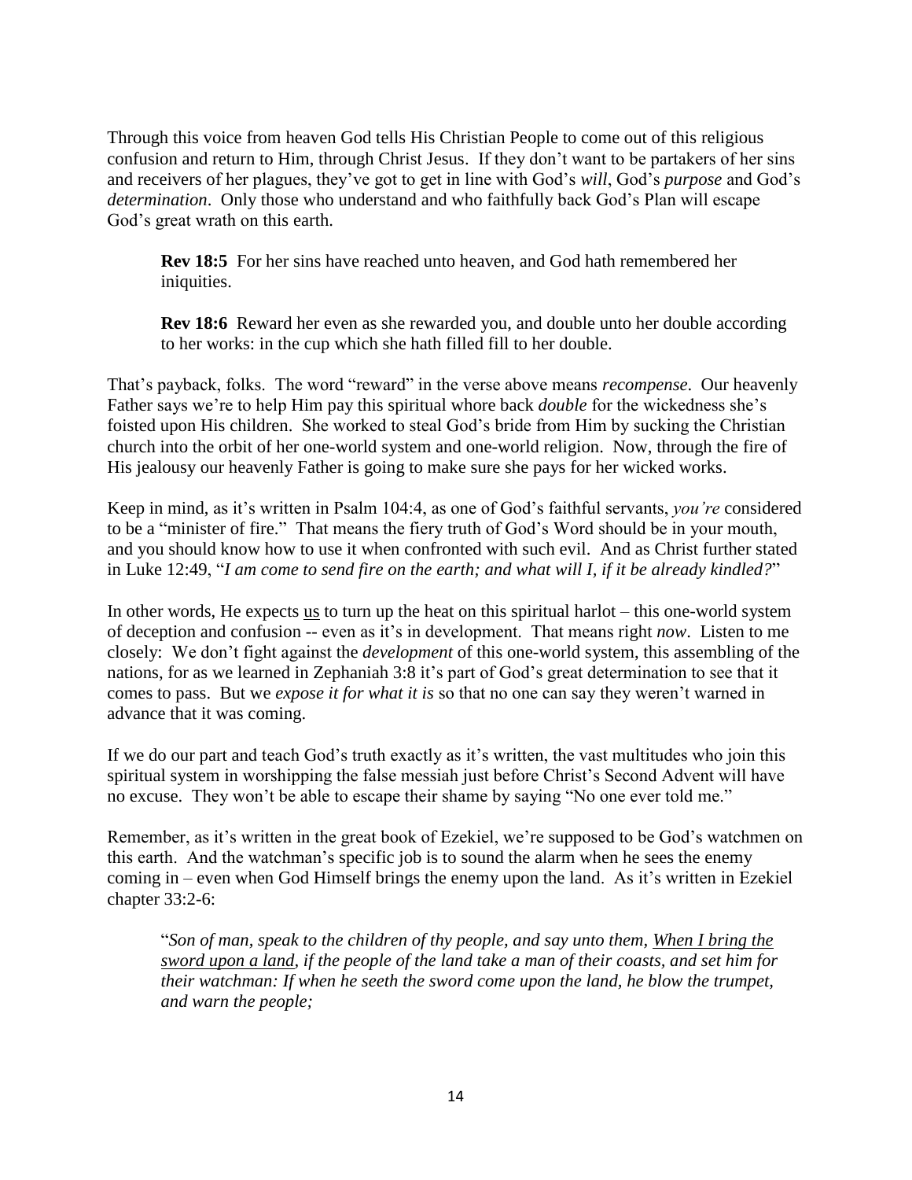Through this voice from heaven God tells His Christian People to come out of this religious confusion and return to Him, through Christ Jesus. If they don't want to be partakers of her sins and receivers of her plagues, they've got to get in line with God's *will*, God's *purpose* and God's *determination*. Only those who understand and who faithfully back God's Plan will escape God's great wrath on this earth.

> **Rev 18:5** For her sins have reached unto heaven, and God hath remembered her iniquities.
>
> **Rev 18:6** Reward her even as she rewarded you, and double unto her double according to her works: in the cup which she hath filled fill to her double.

That's payback, folks. The word "reward" in the verse above means *recompense*. Our heavenly Father says we're to help Him pay this spiritual whore back *double* for the wickedness she's foisted upon His children. She worked to steal God's bride from Him by sucking the Christian church into the orbit of her one-world system and one-world religion. Now, through the fire of His jealousy our heavenly Father is going to make sure she pays for her wicked works.

Keep in mind, as it's written in Psalm 104:4, as one of God's faithful servants, *you're* considered to be a "minister of fire." That means the fiery truth of God's Word should be in your mouth, and you should know how to use it when confronted with such evil. And as Christ further stated in Luke 12:49, "*I am come to send fire on the earth; and what will I, if it be already kindled?*"

In other words, He expects <u>us</u> to turn up the heat on this spiritual harlot – this one-world system of deception and confusion -- even as it's in development. That means right *now*. Listen to me closely: We don't fight against the *development* of this one-world system, this assembling of the nations, for as we learned in Zephaniah 3:8 it's part of God's great determination to see that it comes to pass. But we *expose it for what it is* so that no one can say they weren't warned in advance that it was coming.

If we do our part and teach God's truth exactly as it's written, the vast multitudes who join this spiritual system in worshipping the false messiah just before Christ's Second Advent will have no excuse. They won't be able to escape their shame by saying "No one ever told me."

Remember, as it's written in the great book of Ezekiel, we're supposed to be God's watchmen on this earth. And the watchman's specific job is to sound the alarm when he sees the enemy coming in – even when God Himself brings the enemy upon the land. As it's written in Ezekiel chapter 33:2-6:

> "*Son of man, speak to the children of thy people, and say unto them, <u>When I bring the sword upon a land</u>, if the people of the land take a man of their coasts, and set him for their watchman: If when he seeth the sword come upon the land, he blow the trumpet, and warn the people;*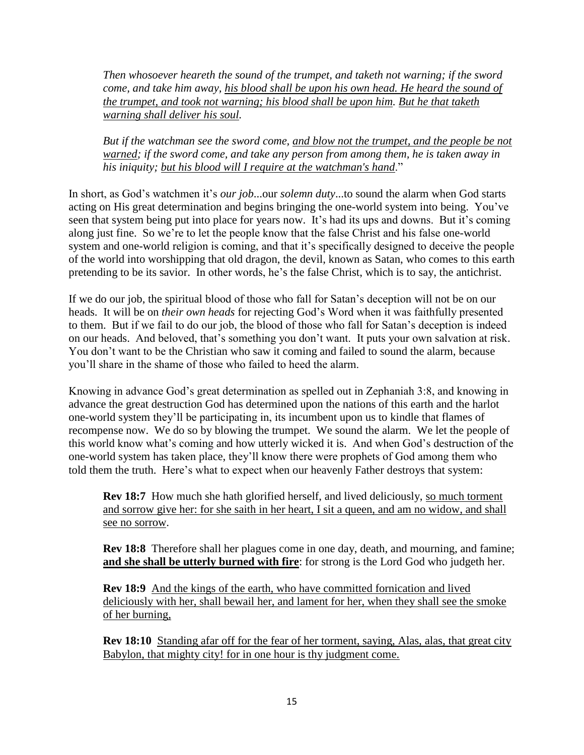*Then whosoever heareth the sound of the trumpet, and taketh not warning; if the sword come, and take him away, <u>his blood shall be upon his own head. He heard the sound of the trumpet, and took not warning; his blood shall be upon him.</u> <u>But he that taketh warning shall deliver his soul.</u>*

*But if the watchman see the sword come, <u>and blow not the trumpet, and the people be not warned</u>; if the sword come, and take any person from among them, he is taken away in his iniquity; <u>but his blood will I require at the watchman's hand</u>.*"

In short, as God's watchmen it's *our job*...our *solemn duty*...to sound the alarm when God starts acting on His great determination and begins bringing the one-world system into being. You've seen that system being put into place for years now. It's had its ups and downs. But it's coming along just fine. So we're to let the people know that the false Christ and his false one-world system and one-world religion is coming, and that it's specifically designed to deceive the people of the world into worshipping that old dragon, the devil, known as Satan, who comes to this earth pretending to be its savior. In other words, he's the false Christ, which is to say, the antichrist.

If we do our job, the spiritual blood of those who fall for Satan's deception will not be on our heads. It will be on *their own heads* for rejecting God's Word when it was faithfully presented to them. But if we fail to do our job, the blood of those who fall for Satan's deception is indeed on our heads. And beloved, that's something you don't want. It puts your own salvation at risk. You don't want to be the Christian who saw it coming and failed to sound the alarm, because you'll share in the shame of those who failed to heed the alarm.

Knowing in advance God's great determination as spelled out in Zephaniah 3:8, and knowing in advance the great destruction God has determined upon the nations of this earth and the harlot one-world system they'll be participating in, its incumbent upon us to kindle that flames of recompense now. We do so by blowing the trumpet. We sound the alarm. We let the people of this world know what's coming and how utterly wicked it is. And when God's destruction of the one-world system has taken place, they'll know there were prophets of God among them who told them the truth. Here's what to expect when our heavenly Father destroys that system:

> **Rev 18:7** How much she hath glorified herself, and lived deliciously, <u>so much torment and sorrow give her: for she saith in her heart, I sit a queen, and am no widow, and shall see no sorrow</u>.
>
> **Rev 18:8** Therefore shall her plagues come in one day, death, and mourning, and famine; <u>**and she shall be utterly burned with fire**</u>: for strong is the Lord God who judgeth her.
>
> **Rev 18:9** <u>And the kings of the earth, who have committed fornication and lived deliciously with her, shall bewail her, and lament for her, when they shall see the smoke of her burning,</u>
>
> **Rev 18:10** <u>Standing afar off for the fear of her torment, saying, Alas, alas, that great city Babylon, that mighty city! for in one hour is thy judgment come.</u>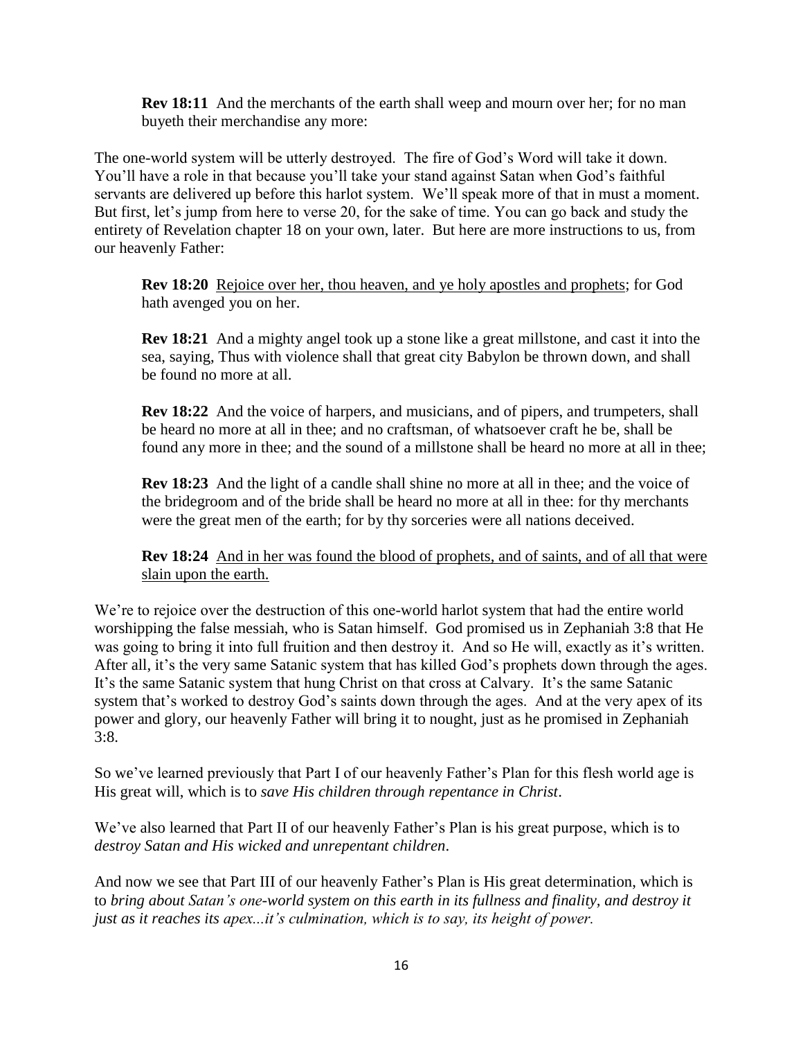> **Rev 18:11** And the merchants of the earth shall weep and mourn over her; for no man buyeth their merchandise any more:

The one-world system will be utterly destroyed. The fire of God's Word will take it down. You'll have a role in that because you'll take your stand against Satan when God's faithful servants are delivered up before this harlot system. We'll speak more of that in must a moment. But first, let's jump from here to verse 20, for the sake of time. You can go back and study the entirety of Revelation chapter 18 on your own, later. But here are more instructions to us, from our heavenly Father:

> **Rev 18:20** <u>Rejoice over her, thou heaven, and ye holy apostles and prophets</u>; for God hath avenged you on her.
>
> **Rev 18:21** And a mighty angel took up a stone like a great millstone, and cast it into the sea, saying, Thus with violence shall that great city Babylon be thrown down, and shall be found no more at all.
>
> **Rev 18:22** And the voice of harpers, and musicians, and of pipers, and trumpeters, shall be heard no more at all in thee; and no craftsman, of whatsoever craft he be, shall be found any more in thee; and the sound of a millstone shall be heard no more at all in thee;
>
> **Rev 18:23** And the light of a candle shall shine no more at all in thee; and the voice of the bridegroom and of the bride shall be heard no more at all in thee: for thy merchants were the great men of the earth; for by thy sorceries were all nations deceived.
>
> **Rev 18:24** <u>And in her was found the blood of prophets, and of saints, and of all that were slain upon the earth.</u>

We're to rejoice over the destruction of this one-world harlot system that had the entire world worshipping the false messiah, who is Satan himself. God promised us in Zephaniah 3:8 that He was going to bring it into full fruition and then destroy it. And so He will, exactly as it's written. After all, it's the very same Satanic system that has killed God's prophets down through the ages. It's the same Satanic system that hung Christ on that cross at Calvary. It's the same Satanic system that's worked to destroy God's saints down through the ages. And at the very apex of its power and glory, our heavenly Father will bring it to nought, just as he promised in Zephaniah 3:8.

So we've learned previously that Part I of our heavenly Father's Plan for this flesh world age is His great will, which is to *save His children through repentance in Christ*.

We've also learned that Part II of our heavenly Father's Plan is his great purpose, which is to *destroy Satan and His wicked and unrepentant children*.

And now we see that Part III of our heavenly Father's Plan is His great determination, which is to *bring about Satan's one-world system on this earth in its fullness and finality, and destroy it just as it reaches its apex...it's culmination, which is to say, its height of power.*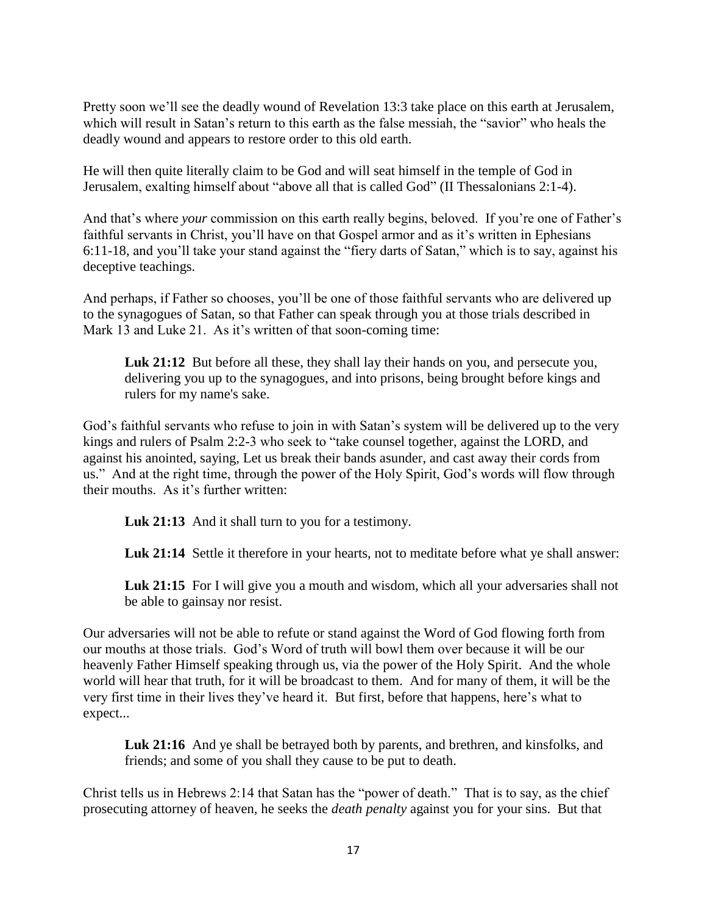Pretty soon we'll see the deadly wound of Revelation 13:3 take place on this earth at Jerusalem, which will result in Satan's return to this earth as the false messiah, the "savior" who heals the deadly wound and appears to restore order to this old earth.

He will then quite literally claim to be God and will seat himself in the temple of God in Jerusalem, exalting himself about "above all that is called God" (II Thessalonians 2:1-4).

And that's where *your* commission on this earth really begins, beloved. If you're one of Father's faithful servants in Christ, you'll have on that Gospel armor and as it's written in Ephesians 6:11-18, and you'll take your stand against the "fiery darts of Satan," which is to say, against his deceptive teachings.

And perhaps, if Father so chooses, you'll be one of those faithful servants who are delivered up to the synagogues of Satan, so that Father can speak through you at those trials described in Mark 13 and Luke 21. As it's written of that soon-coming time:

> **Luk 21:12** But before all these, they shall lay their hands on you, and persecute you, delivering you up to the synagogues, and into prisons, being brought before kings and rulers for my name's sake.

God's faithful servants who refuse to join in with Satan's system will be delivered up to the very kings and rulers of Psalm 2:2-3 who seek to "take counsel together, against the LORD, and against his anointed, saying, Let us break their bands asunder, and cast away their cords from us." And at the right time, through the power of the Holy Spirit, God's words will flow through their mouths. As it's further written:

> **Luk 21:13** And it shall turn to you for a testimony.
>
> **Luk 21:14** Settle it therefore in your hearts, not to meditate before what ye shall answer:
>
> **Luk 21:15** For I will give you a mouth and wisdom, which all your adversaries shall not be able to gainsay nor resist.

Our adversaries will not be able to refute or stand against the Word of God flowing forth from our mouths at those trials. God's Word of truth will bowl them over because it will be our heavenly Father Himself speaking through us, via the power of the Holy Spirit. And the whole world will hear that truth, for it will be broadcast to them. And for many of them, it will be the very first time in their lives they've heard it. But first, before that happens, here's what to expect...

> **Luk 21:16** And ye shall be betrayed both by parents, and brethren, and kinsfolks, and friends; and some of you shall they cause to be put to death.

Christ tells us in Hebrews 2:14 that Satan has the "power of death." That is to say, as the chief prosecuting attorney of heaven, he seeks the *death penalty* against you for your sins. But that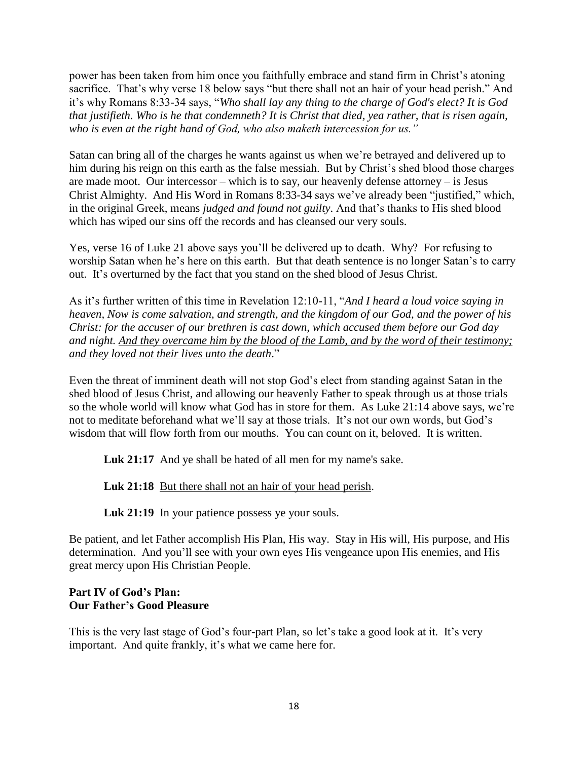power has been taken from him once you faithfully embrace and stand firm in Christ's atoning sacrifice. That's why verse 18 below says "but there shall not an hair of your head perish." And it's why Romans 8:33-34 says, "*Who shall lay any thing to the charge of God's elect? It is God that justifieth. Who is he that condemneth? It is Christ that died, yea rather, that is risen again, who is even at the right hand of God, who also maketh intercession for us."*

Satan can bring all of the charges he wants against us when we're betrayed and delivered up to him during his reign on this earth as the false messiah. But by Christ's shed blood those charges are made moot. Our intercessor – which is to say, our heavenly defense attorney – is Jesus Christ Almighty. And His Word in Romans 8:33-34 says we've already been "justified," which, in the original Greek, means *judged and found not guilty*. And that's thanks to His shed blood which has wiped our sins off the records and has cleansed our very souls.

Yes, verse 16 of Luke 21 above says you'll be delivered up to death. Why? For refusing to worship Satan when he's here on this earth. But that death sentence is no longer Satan's to carry out. It's overturned by the fact that you stand on the shed blood of Jesus Christ.

As it's further written of this time in Revelation 12:10-11, "*And I heard a loud voice saying in heaven, Now is come salvation, and strength, and the kingdom of our God, and the power of his Christ: for the accuser of our brethren is cast down, which accused them before our God day and night. <u>And they overcame him by the blood of the Lamb, and by the word of their testimony; and they loved not their lives unto the death</u>*."

Even the threat of imminent death will not stop God's elect from standing against Satan in the shed blood of Jesus Christ, and allowing our heavenly Father to speak through us at those trials so the whole world will know what God has in store for them. As Luke 21:14 above says, we're not to meditate beforehand what we'll say at those trials. It's not our own words, but God's wisdom that will flow forth from our mouths. You can count on it, beloved. It is written.

> **Luk 21:17** And ye shall be hated of all men for my name's sake.
>
> **Luk 21:18** <u>But there shall not an hair of your head perish</u>.
>
> **Luk 21:19** In your patience possess ye your souls.

Be patient, and let Father accomplish His Plan, His way. Stay in His will, His purpose, and His determination. And you'll see with your own eyes His vengeance upon His enemies, and His great mercy upon His Christian People.

**Part IV of God's Plan:**
**Our Father's Good Pleasure**

This is the very last stage of God's four-part Plan, so let's take a good look at it. It's very important. And quite frankly, it's what we came here for.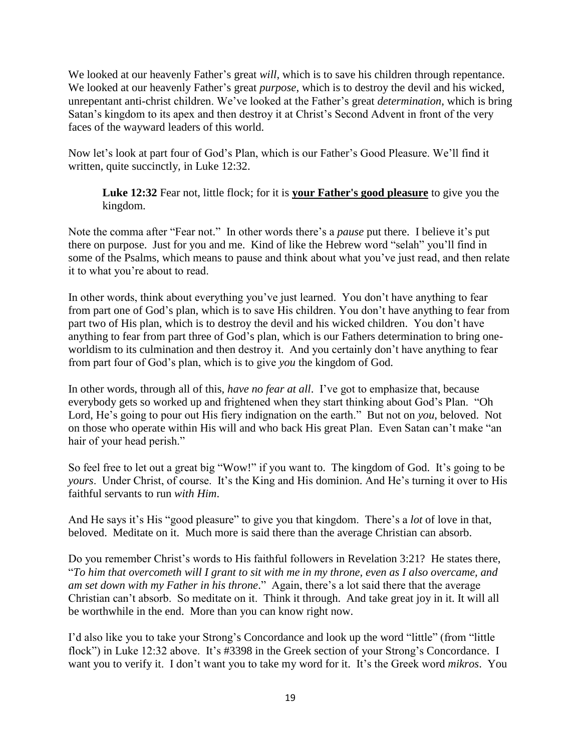We looked at our heavenly Father's great *will*, which is to save his children through repentance. We looked at our heavenly Father's great *purpose*, which is to destroy the devil and his wicked, unrepentant anti-christ children. We've looked at the Father's great *determination*, which is bring Satan's kingdom to its apex and then destroy it at Christ's Second Advent in front of the very faces of the wayward leaders of this world.

Now let's look at part four of God's Plan, which is our Father's Good Pleasure. We'll find it written, quite succinctly, in Luke 12:32.

> **Luke 12:32** Fear not, little flock; for it is **<u>your Father's good pleasure</u>** to give you the kingdom.

Note the comma after "Fear not." In other words there's a *pause* put there. I believe it's put there on purpose. Just for you and me. Kind of like the Hebrew word "selah" you'll find in some of the Psalms, which means to pause and think about what you've just read, and then relate it to what you're about to read.

In other words, think about everything you've just learned. You don't have anything to fear from part one of God's plan, which is to save His children. You don't have anything to fear from part two of His plan, which is to destroy the devil and his wicked children. You don't have anything to fear from part three of God's plan, which is our Fathers determination to bring one-worldism to its culmination and then destroy it. And you certainly don't have anything to fear from part four of God's plan, which is to give *you* the kingdom of God.

In other words, through all of this, *have no fear at all*. I've got to emphasize that, because everybody gets so worked up and frightened when they start thinking about God's Plan. "Oh Lord, He's going to pour out His fiery indignation on the earth." But not on *you*, beloved. Not on those who operate within His will and who back His great Plan. Even Satan can't make "an hair of your head perish."

So feel free to let out a great big "Wow!" if you want to. The kingdom of God. It's going to be *yours*. Under Christ, of course. It's the King and His dominion. And He's turning it over to His faithful servants to run *with Him*.

And He says it's His "good pleasure" to give you that kingdom. There's a *lot* of love in that, beloved. Meditate on it. Much more is said there than the average Christian can absorb.

Do you remember Christ's words to His faithful followers in Revelation 3:21? He states there, "*To him that overcometh will I grant to sit with me in my throne, even as I also overcame, and am set down with my Father in his throne*." Again, there's a lot said there that the average Christian can't absorb. So meditate on it. Think it through. And take great joy in it. It will all be worthwhile in the end. More than you can know right now.

I'd also like you to take your Strong's Concordance and look up the word "little" (from "little flock") in Luke 12:32 above. It's #3398 in the Greek section of your Strong's Concordance. I want you to verify it. I don't want you to take my word for it. It's the Greek word *mikros*. You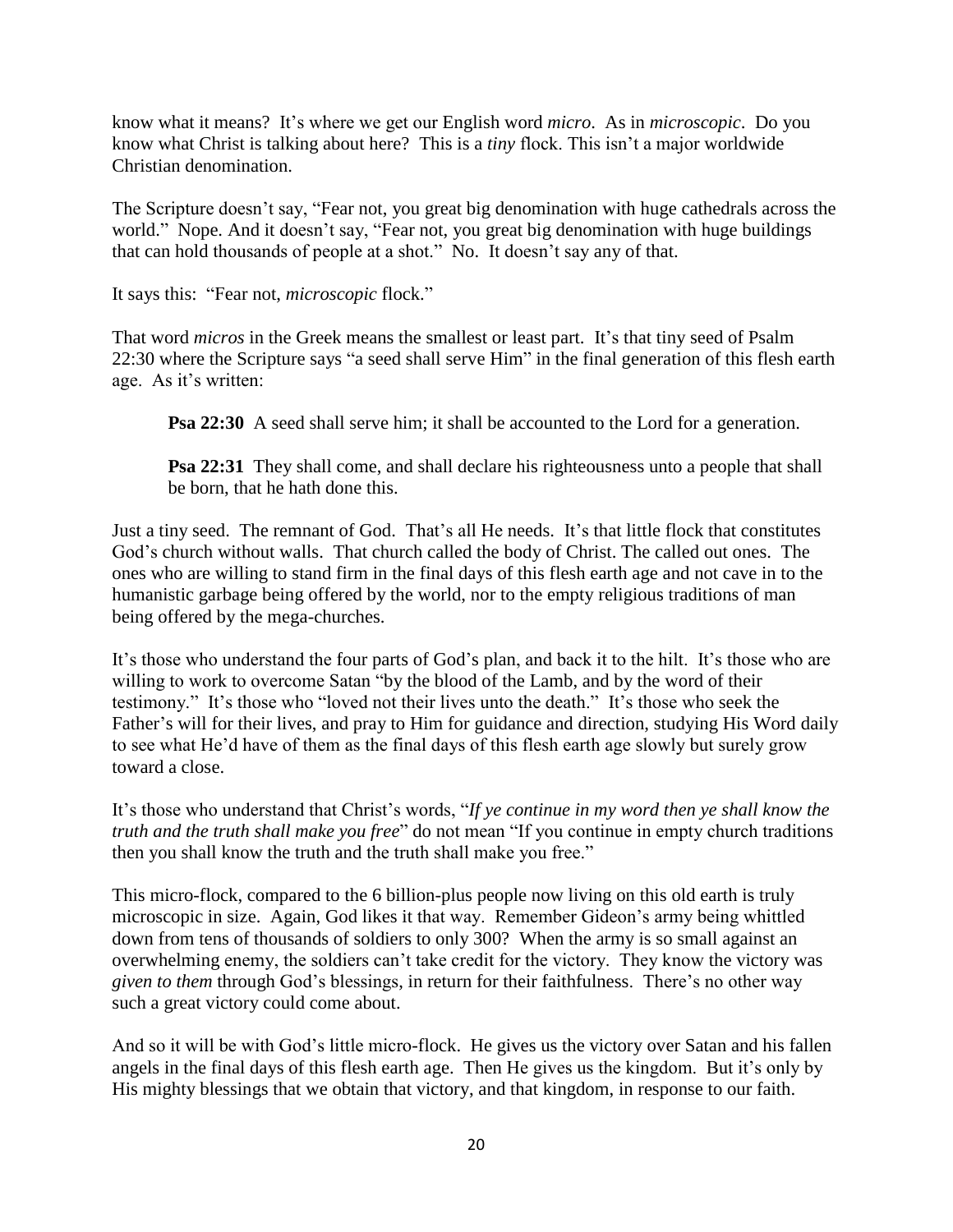know what it means? It's where we get our English word *micro*. As in *microscopic*. Do you know what Christ is talking about here? This is a *tiny* flock. This isn't a major worldwide Christian denomination.

The Scripture doesn't say, "Fear not, you great big denomination with huge cathedrals across the world." Nope. And it doesn't say, "Fear not, you great big denomination with huge buildings that can hold thousands of people at a shot." No. It doesn't say any of that.

It says this: "Fear not, *microscopic* flock."

That word *micros* in the Greek means the smallest or least part. It's that tiny seed of Psalm 22:30 where the Scripture says "a seed shall serve Him" in the final generation of this flesh earth age. As it's written:

> **Psa 22:30** A seed shall serve him; it shall be accounted to the Lord for a generation.
>
> **Psa 22:31** They shall come, and shall declare his righteousness unto a people that shall be born, that he hath done this.

Just a tiny seed. The remnant of God. That's all He needs. It's that little flock that constitutes God's church without walls. That church called the body of Christ. The called out ones. The ones who are willing to stand firm in the final days of this flesh earth age and not cave in to the humanistic garbage being offered by the world, nor to the empty religious traditions of man being offered by the mega-churches.

It's those who understand the four parts of God's plan, and back it to the hilt. It's those who are willing to work to overcome Satan "by the blood of the Lamb, and by the word of their testimony." It's those who "loved not their lives unto the death." It's those who seek the Father's will for their lives, and pray to Him for guidance and direction, studying His Word daily to see what He'd have of them as the final days of this flesh earth age slowly but surely grow toward a close.

It's those who understand that Christ's words, "*If ye continue in my word then ye shall know the truth and the truth shall make you free*" do not mean "If you continue in empty church traditions then you shall know the truth and the truth shall make you free."

This micro-flock, compared to the 6 billion-plus people now living on this old earth is truly microscopic in size. Again, God likes it that way. Remember Gideon's army being whittled down from tens of thousands of soldiers to only 300? When the army is so small against an overwhelming enemy, the soldiers can't take credit for the victory. They know the victory was *given to them* through God's blessings, in return for their faithfulness. There's no other way such a great victory could come about.

And so it will be with God's little micro-flock. He gives us the victory over Satan and his fallen angels in the final days of this flesh earth age. Then He gives us the kingdom. But it's only by His mighty blessings that we obtain that victory, and that kingdom, in response to our faith.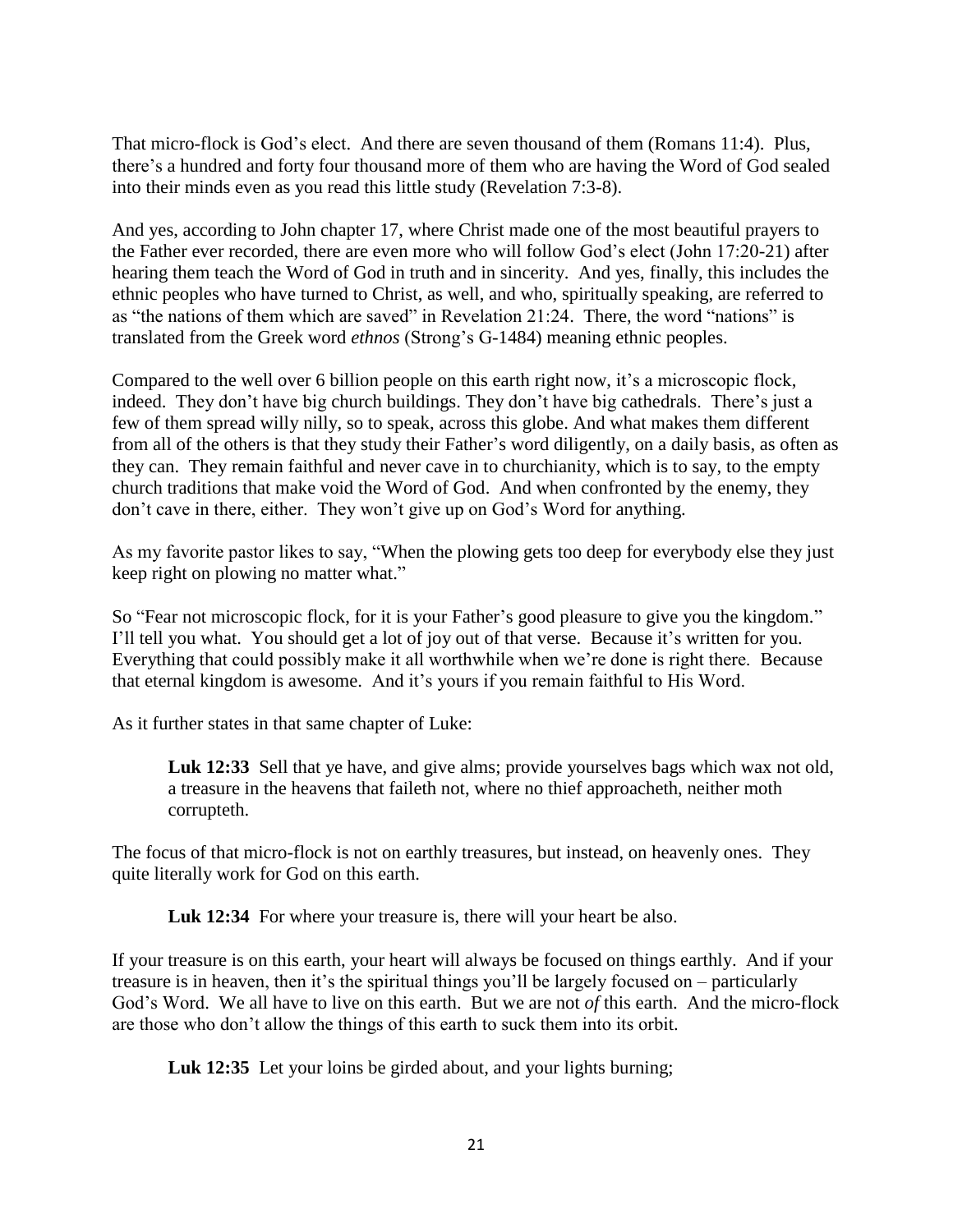That micro-flock is God's elect. And there are seven thousand of them (Romans 11:4). Plus, there's a hundred and forty four thousand more of them who are having the Word of God sealed into their minds even as you read this little study (Revelation 7:3-8).

And yes, according to John chapter 17, where Christ made one of the most beautiful prayers to the Father ever recorded, there are even more who will follow God's elect (John 17:20-21) after hearing them teach the Word of God in truth and in sincerity. And yes, finally, this includes the ethnic peoples who have turned to Christ, as well, and who, spiritually speaking, are referred to as "the nations of them which are saved" in Revelation 21:24. There, the word "nations" is translated from the Greek word *ethnos* (Strong's G-1484) meaning ethnic peoples.

Compared to the well over 6 billion people on this earth right now, it's a microscopic flock, indeed. They don't have big church buildings. They don't have big cathedrals. There's just a few of them spread willy nilly, so to speak, across this globe. And what makes them different from all of the others is that they study their Father's word diligently, on a daily basis, as often as they can. They remain faithful and never cave in to churchianity, which is to say, to the empty church traditions that make void the Word of God. And when confronted by the enemy, they don't cave in there, either. They won't give up on God's Word for anything.

As my favorite pastor likes to say, "When the plowing gets too deep for everybody else they just keep right on plowing no matter what."

So "Fear not microscopic flock, for it is your Father's good pleasure to give you the kingdom." I'll tell you what. You should get a lot of joy out of that verse. Because it's written for you. Everything that could possibly make it all worthwhile when we're done is right there. Because that eternal kingdom is awesome. And it's yours if you remain faithful to His Word.

As it further states in that same chapter of Luke:

> **Luk 12:33** Sell that ye have, and give alms; provide yourselves bags which wax not old, a treasure in the heavens that faileth not, where no thief approacheth, neither moth corrupteth.

The focus of that micro-flock is not on earthly treasures, but instead, on heavenly ones. They quite literally work for God on this earth.

> **Luk 12:34** For where your treasure is, there will your heart be also.

If your treasure is on this earth, your heart will always be focused on things earthly. And if your treasure is in heaven, then it's the spiritual things you'll be largely focused on – particularly God's Word. We all have to live on this earth. But we are not *of* this earth. And the micro-flock are those who don't allow the things of this earth to suck them into its orbit.

> **Luk 12:35** Let your loins be girded about, and your lights burning;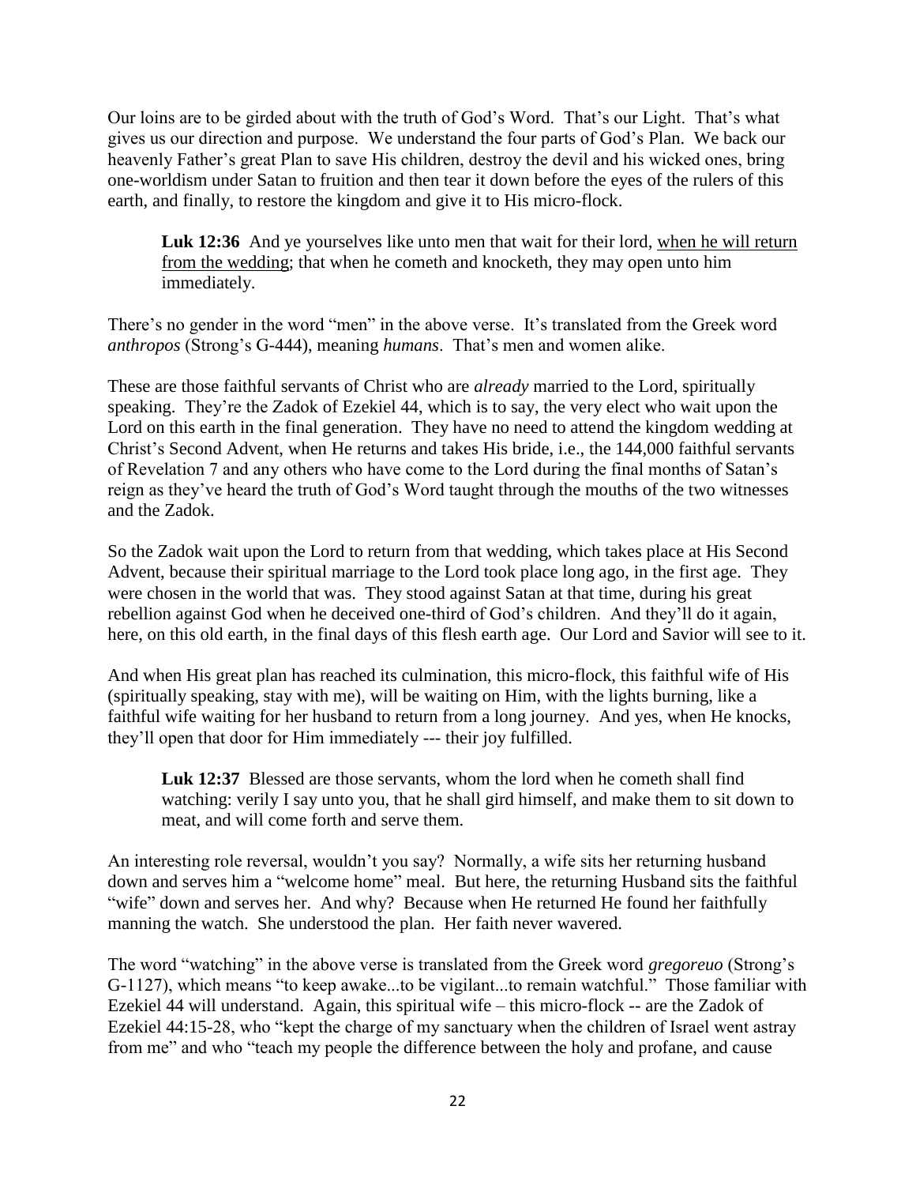Our loins are to be girded about with the truth of God's Word. That's our Light. That's what gives us our direction and purpose. We understand the four parts of God's Plan. We back our heavenly Father's great Plan to save His children, destroy the devil and his wicked ones, bring one-worldism under Satan to fruition and then tear it down before the eyes of the rulers of this earth, and finally, to restore the kingdom and give it to His micro-flock.

> **Luk 12:36** And ye yourselves like unto men that wait for their lord, <u>when he will return from the wedding</u>; that when he cometh and knocketh, they may open unto him immediately.

There's no gender in the word "men" in the above verse. It's translated from the Greek word *anthropos* (Strong's G-444), meaning *humans*. That's men and women alike.

These are those faithful servants of Christ who are *already* married to the Lord, spiritually speaking. They're the Zadok of Ezekiel 44, which is to say, the very elect who wait upon the Lord on this earth in the final generation. They have no need to attend the kingdom wedding at Christ's Second Advent, when He returns and takes His bride, i.e., the 144,000 faithful servants of Revelation 7 and any others who have come to the Lord during the final months of Satan's reign as they've heard the truth of God's Word taught through the mouths of the two witnesses and the Zadok.

So the Zadok wait upon the Lord to return from that wedding, which takes place at His Second Advent, because their spiritual marriage to the Lord took place long ago, in the first age. They were chosen in the world that was. They stood against Satan at that time, during his great rebellion against God when he deceived one-third of God's children. And they'll do it again, here, on this old earth, in the final days of this flesh earth age. Our Lord and Savior will see to it.

And when His great plan has reached its culmination, this micro-flock, this faithful wife of His (spiritually speaking, stay with me), will be waiting on Him, with the lights burning, like a faithful wife waiting for her husband to return from a long journey. And yes, when He knocks, they'll open that door for Him immediately --- their joy fulfilled.

> **Luk 12:37** Blessed are those servants, whom the lord when he cometh shall find watching: verily I say unto you, that he shall gird himself, and make them to sit down to meat, and will come forth and serve them.

An interesting role reversal, wouldn't you say? Normally, a wife sits her returning husband down and serves him a "welcome home" meal. But here, the returning Husband sits the faithful "wife" down and serves her. And why? Because when He returned He found her faithfully manning the watch. She understood the plan. Her faith never wavered.

The word "watching" in the above verse is translated from the Greek word *gregoreuo* (Strong's G-1127), which means "to keep awake...to be vigilant...to remain watchful." Those familiar with Ezekiel 44 will understand. Again, this spiritual wife – this micro-flock -- are the Zadok of Ezekiel 44:15-28, who "kept the charge of my sanctuary when the children of Israel went astray from me" and who "teach my people the difference between the holy and profane, and cause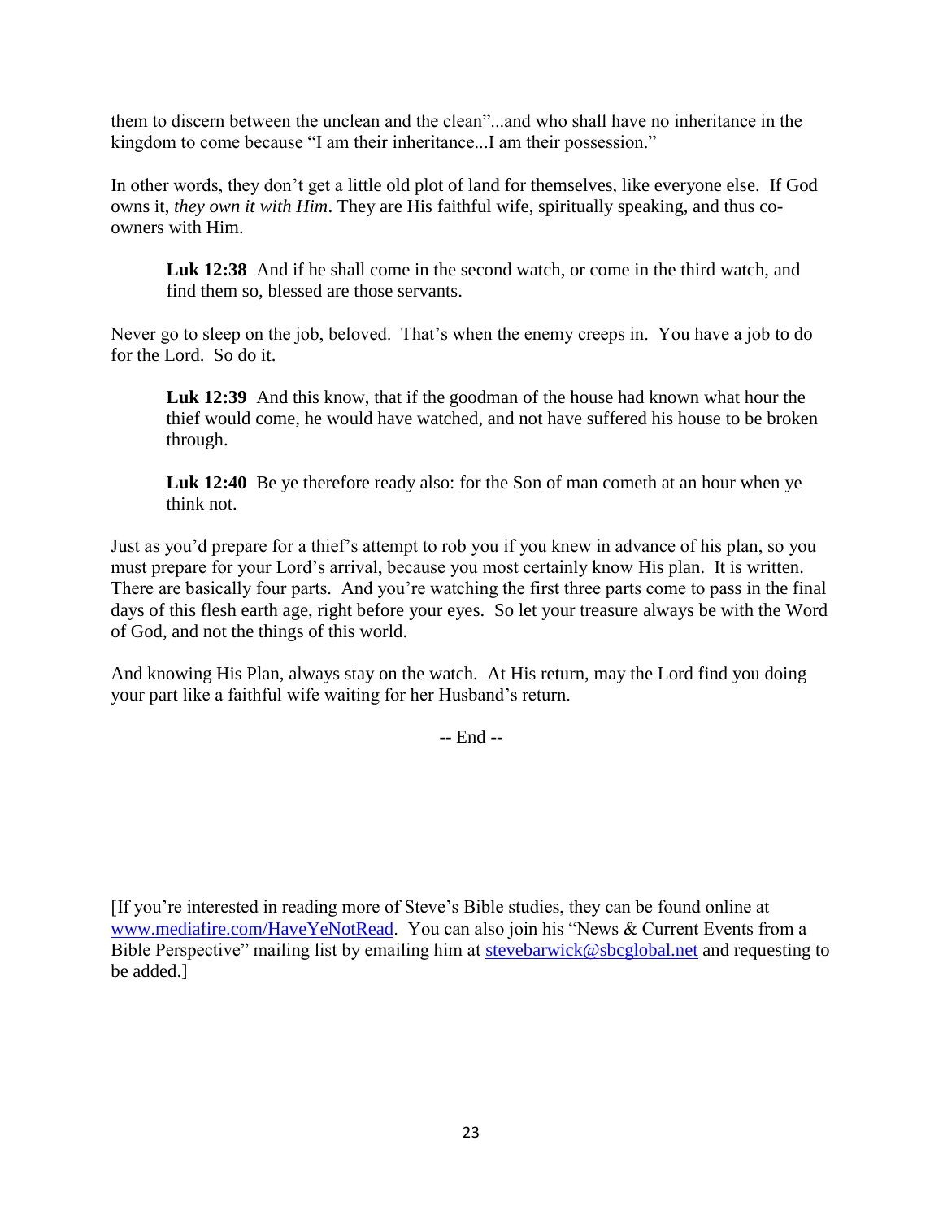them to discern between the unclean and the clean"...and who shall have no inheritance in the kingdom to come because "I am their inheritance...I am their possession."

In other words, they don't get a little old plot of land for themselves, like everyone else. If God owns it, *they own it with Him*. They are His faithful wife, spiritually speaking, and thus co-owners with Him.

> **Luk 12:38** And if he shall come in the second watch, or come in the third watch, and find them so, blessed are those servants.

Never go to sleep on the job, beloved. That's when the enemy creeps in. You have a job to do for the Lord. So do it.

> **Luk 12:39** And this know, that if the goodman of the house had known what hour the thief would come, he would have watched, and not have suffered his house to be broken through.
>
> **Luk 12:40** Be ye therefore ready also: for the Son of man cometh at an hour when ye think not.

Just as you'd prepare for a thief's attempt to rob you if you knew in advance of his plan, so you must prepare for your Lord's arrival, because you most certainly know His plan. It is written. There are basically four parts. And you're watching the first three parts come to pass in the final days of this flesh earth age, right before your eyes. So let your treasure always be with the Word of God, and not the things of this world.

And knowing His Plan, always stay on the watch. At His return, may the Lord find you doing your part like a faithful wife waiting for her Husband's return.

-- End --

[If you're interested in reading more of Steve's Bible studies, they can be found online at www.mediafire.com/HaveYeNotRead. You can also join his "News & Current Events from a Bible Perspective" mailing list by emailing him at stevebarwick@sbcglobal.net and requesting to be added.]